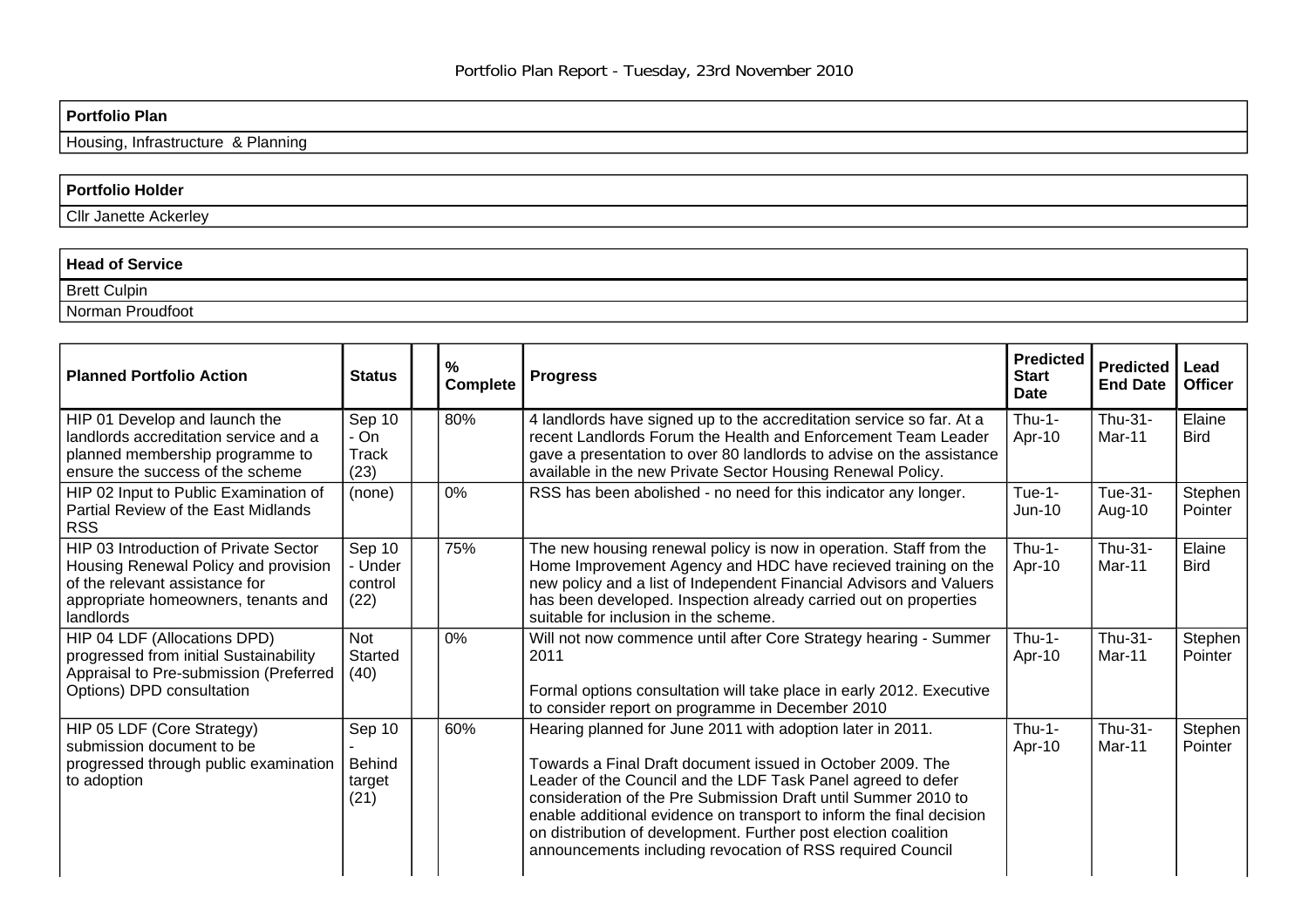Portfolio Plan Report - Tuesday, 23rd November 2010

| **Portfolio Plan** |
|---|
| Housing, Infrastructure & Planning |

| **Portfolio Holder** |
|---|
| Cllr Janette Ackerley |

| **Head of Service** |
|---|
| Brett Culpin |
| Norman Proudfoot |

| Planned Portfolio Action | Status | | % Complete | Progress | Predicted Start Date | Predicted End Date | Lead Officer |
|---|---|---|---|---|---|---|---|
| HIP 01 Develop and launch the landlords accreditation service and a planned membership programme to ensure the success of the scheme | Sep 10 - On Track (23) | | 80% | 4 landlords have signed up to the accreditation service so far. At a recent Landlords Forum the Health and Enforcement Team Leader gave a presentation to over 80 landlords to advise on the assistance available in the new Private Sector Housing Renewal Policy. | Thu-1-Apr-10 | Thu-31-Mar-11 | Elaine Bird |
| HIP 02 Input to Public Examination of Partial Review of the East Midlands RSS | (none) | | 0% | RSS has been abolished - no need for this indicator any longer. | Tue-1-Jun-10 | Tue-31-Aug-10 | Stephen Pointer |
| HIP 03 Introduction of Private Sector Housing Renewal Policy and provision of the relevant assistance for appropriate homeowners, tenants and landlords | Sep 10 - Under control (22) | | 75% | The new housing renewal policy is now in operation. Staff from the Home Improvement Agency and HDC have recieved training on the new policy and a list of Independent Financial Advisors and Valuers has been developed. Inspection already carried out on properties suitable for inclusion in the scheme. | Thu-1-Apr-10 | Thu-31-Mar-11 | Elaine Bird |
| HIP 04 LDF (Allocations DPD) progressed from initial Sustainability Appraisal to Pre-submission (Preferred Options) DPD consultation | Not Started (40) | | 0% | Will not now commence until after Core Strategy hearing - Summer 2011<br><br>Formal options consultation will take place in early 2012. Executive to consider report on programme in December 2010 | Thu-1-Apr-10 | Thu-31-Mar-11 | Stephen Pointer |
| HIP 05 LDF (Core Strategy) submission document to be progressed through public examination to adoption | Sep 10 - Behind target (21) | | 60% | Hearing planned for June 2011 with adoption later in 2011.<br><br>Towards a Final Draft document issued in October 2009. The Leader of the Council and the LDF Task Panel agreed to defer consideration of the Pre Submission Draft until Summer 2010 to enable additional evidence on transport to inform the final decision on distribution of development. Further post election coalition announcements including revocation of RSS required Council | Thu-1-Apr-10 | Thu-31-Mar-11 | Stephen Pointer |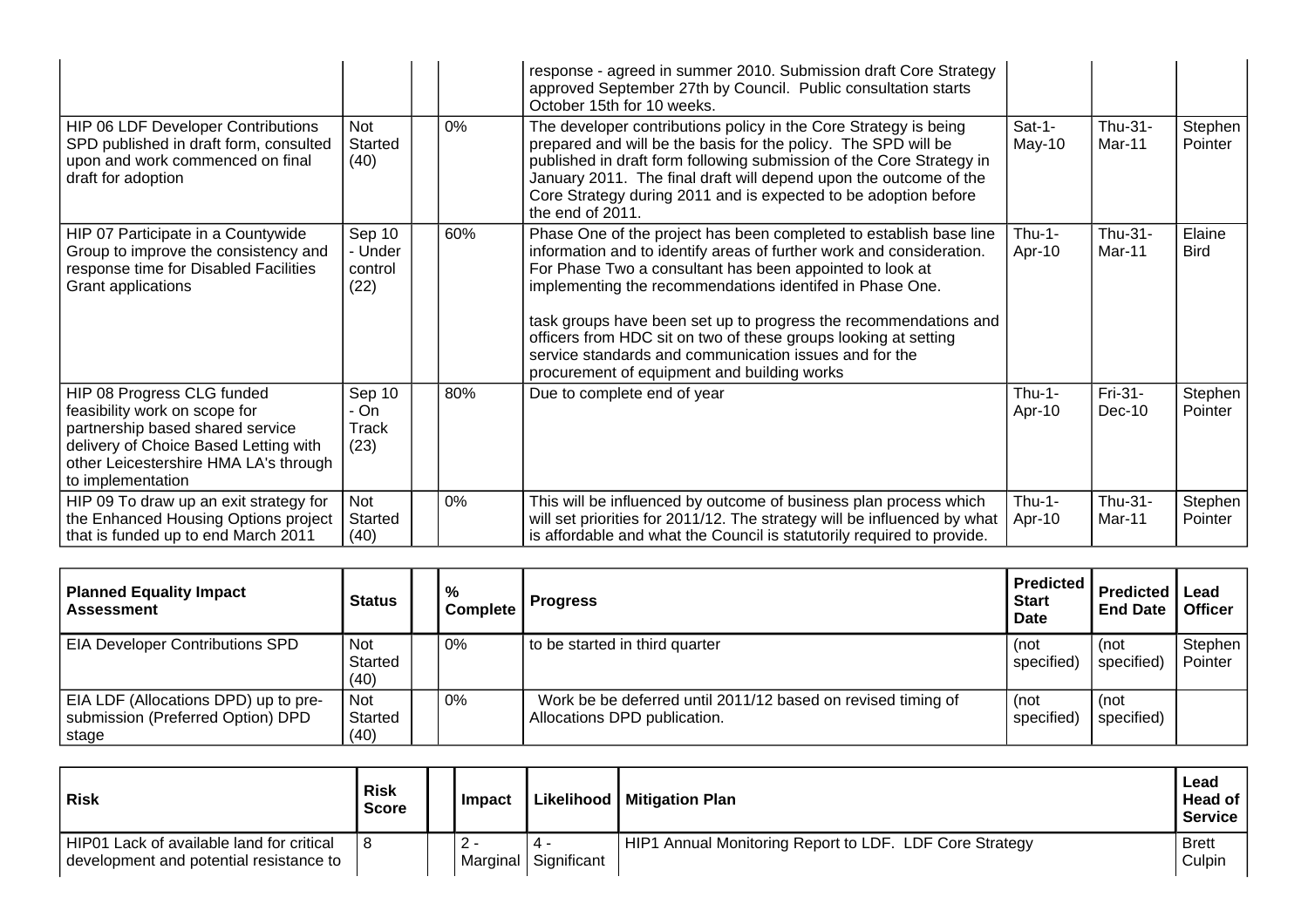| | | | | | | | |
|---|---|---|---|---|---|---|---|
| | | | | response - agreed in summer 2010. Submission draft Core Strategy approved September 27th by Council. Public consultation starts October 15th for 10 weeks. | | | |
| HIP 06 LDF Developer Contributions SPD published in draft form, consulted upon and work commenced on final draft for adoption | Not Started (40) | | 0% | The developer contributions policy in the Core Strategy is being prepared and will be the basis for the policy. The SPD will be published in draft form following submission of the Core Strategy in January 2011. The final draft will depend upon the outcome of the Core Strategy during 2011 and is expected to be adoption before the end of 2011. | Sat-1-May-10 | Thu-31-Mar-11 | Stephen Pointer |
| HIP 07 Participate in a Countywide Group to improve the consistency and response time for Disabled Facilities Grant applications | Sep 10 - Under control (22) | | 60% | Phase One of the project has been completed to establish base line information and to identify areas of further work and consideration. For Phase Two a consultant has been appointed to look at implementing the recommendations identifed in Phase One.<br><br>task groups have been set up to progress the recommendations and officers from HDC sit on two of these groups looking at setting service standards and communication issues and for the procurement of equipment and building works | Thu-1-Apr-10 | Thu-31-Mar-11 | Elaine Bird |
| HIP 08 Progress CLG funded feasibility work on scope for partnership based shared service delivery of Choice Based Letting with other Leicestershire HMA LA's through to implementation | Sep 10 - On Track (23) | | 80% | Due to complete end of year | Thu-1-Apr-10 | Fri-31-Dec-10 | Stephen Pointer |
| HIP 09 To draw up an exit strategy for the Enhanced Housing Options project that is funded up to end March 2011 | Not Started (40) | | 0% | This will be influenced by outcome of business plan process which will set priorities for 2011/12. The strategy will be influenced by what is affordable and what the Council is statutorily required to provide. | Thu-1-Apr-10 | Thu-31-Mar-11 | Stephen Pointer |

| **Planned Equality Impact Assessment** | **Status** | | **% Complete** | **Progress** | **Predicted Start Date** | **Predicted End Date** | **Lead Officer** |
|---|---|---|---|---|---|---|---|
| EIA Developer Contributions SPD | Not Started (40) | | 0% | to be started in third quarter | (not specified) | (not specified) | Stephen Pointer |
| EIA LDF (Allocations DPD) up to pre-submission (Preferred Option) DPD stage | Not Started (40) | | 0% | Work be be deferred until 2011/12 based on revised timing of Allocations DPD publication. | (not specified) | (not specified) | |

| **Risk** | **Risk Score** | | **Impact** | **Likelihood** | **Mitigation Plan** | **Lead Head of Service** |
|---|---|---|---|---|---|---|
| HIP01 Lack of available land for critical development and potential resistance to | 8 | | 2 - Marginal | 4 - Significant | HIP1 Annual Monitoring Report to LDF. LDF Core Strategy | Brett Culpin |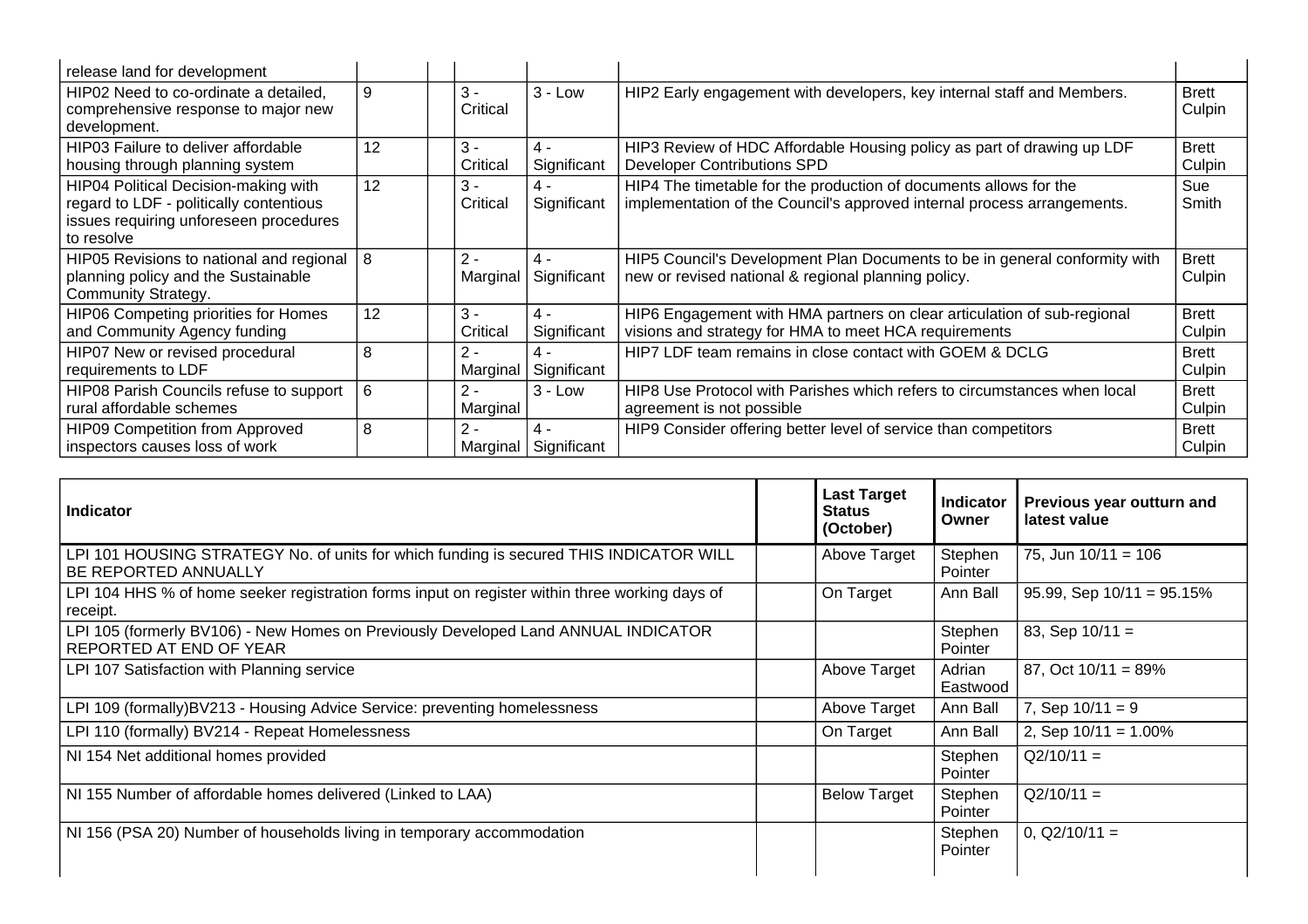| | | | | | | |
|---|---|---|---|---|---|---|
| release land for development | | | | | | |
| HIP02 Need to co-ordinate a detailed, comprehensive response to major new development. | 9 | | 3 - Critical | 3 - Low | HIP2 Early engagement with developers, key internal staff and Members. | Brett Culpin |
| HIP03 Failure to deliver affordable housing through planning system | 12 | | 3 - Critical | 4 - Significant | HIP3 Review of HDC Affordable Housing policy as part of drawing up LDF Developer Contributions SPD | Brett Culpin |
| HIP04 Political Decision-making with regard to LDF - politically contentious issues requiring unforeseen procedures to resolve | 12 | | 3 - Critical | 4 - Significant | HIP4 The timetable for the production of documents allows for the implementation of the Council's approved internal process arrangements. | Sue Smith |
| HIP05 Revisions to national and regional planning policy and the Sustainable Community Strategy. | 8 | | 2 - Marginal | 4 - Significant | HIP5 Council's Development Plan Documents to be in general conformity with new or revised national & regional planning policy. | Brett Culpin |
| HIP06 Competing priorities for Homes and Community Agency funding | 12 | | 3 - Critical | 4 - Significant | HIP6 Engagement with HMA partners on clear articulation of sub-regional visions and strategy for HMA to meet HCA requirements | Brett Culpin |
| HIP07 New or revised procedural requirements to LDF | 8 | | 2 - Marginal | 4 - Significant | HIP7 LDF team remains in close contact with GOEM & DCLG | Brett Culpin |
| HIP08 Parish Councils refuse to support rural affordable schemes | 6 | | 2 - Marginal | 3 - Low | HIP8 Use Protocol with Parishes which refers to circumstances when local agreement is not possible | Brett Culpin |
| HIP09 Competition from Approved inspectors causes loss of work | 8 | | 2 - Marginal | 4 - Significant | HIP9 Consider offering better level of service than competitors | Brett Culpin |

| Indicator | | Last Target Status (October) | Indicator Owner | Previous year outturn and latest value |
|---|---|---|---|---|
| LPI 101 HOUSING STRATEGY No. of units for which funding is secured THIS INDICATOR WILL BE REPORTED ANNUALLY | | Above Target | Stephen Pointer | 75, Jun 10/11 = 106 |
| LPI 104 HHS % of home seeker registration forms input on register within three working days of receipt. | | On Target | Ann Ball | 95.99, Sep 10/11 = 95.15% |
| LPI 105 (formerly BV106) - New Homes on Previously Developed Land ANNUAL INDICATOR REPORTED AT END OF YEAR | | | Stephen Pointer | 83, Sep 10/11 = |
| LPI 107 Satisfaction with Planning service | | Above Target | Adrian Eastwood | 87, Oct 10/11 = 89% |
| LPI 109 (formally)BV213 - Housing Advice Service: preventing homelessness | | Above Target | Ann Ball | 7, Sep 10/11 = 9 |
| LPI 110 (formally) BV214 - Repeat Homelessness | | On Target | Ann Ball | 2, Sep 10/11 = 1.00% |
| NI 154 Net additional homes provided | | | Stephen Pointer | Q2/10/11 = |
| NI 155 Number of affordable homes delivered (Linked to LAA) | | Below Target | Stephen Pointer | Q2/10/11 = |
| NI 156 (PSA 20) Number of households living in temporary accommodation | | | Stephen Pointer | 0, Q2/10/11 = |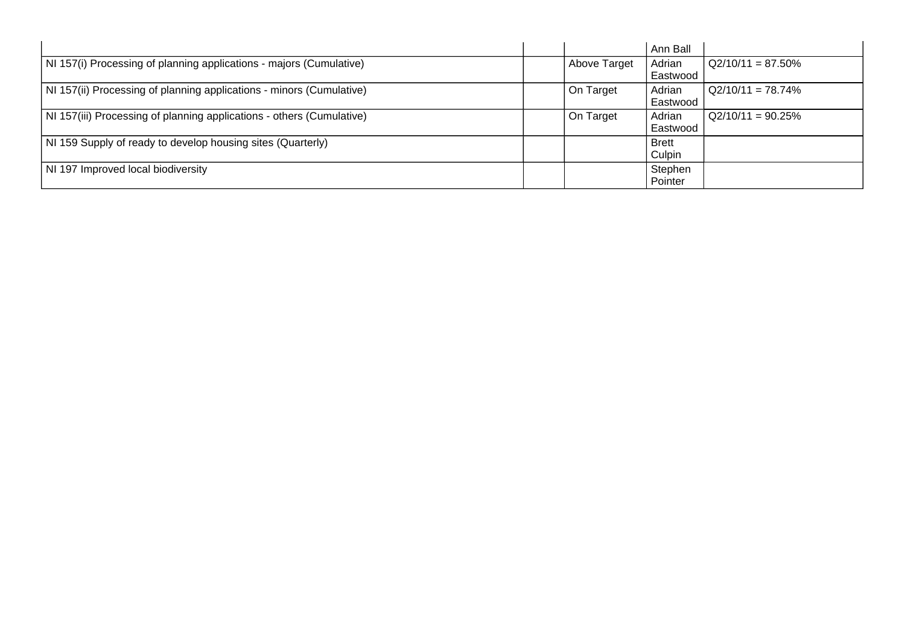| | | | | |
|---|---|---|---|---|
| | | | Ann Ball | |
| NI 157(i) Processing of planning applications - majors (Cumulative) | | Above Target | Adrian Eastwood | Q2/10/11 = 87.50% |
| NI 157(ii) Processing of planning applications - minors (Cumulative) | | On Target | Adrian Eastwood | Q2/10/11 = 78.74% |
| NI 157(iii) Processing of planning applications - others (Cumulative) | | On Target | Adrian Eastwood | Q2/10/11 = 90.25% |
| NI 159 Supply of ready to develop housing sites (Quarterly) | | | Brett Culpin | |
| NI 197 Improved local biodiversity | | | Stephen Pointer | |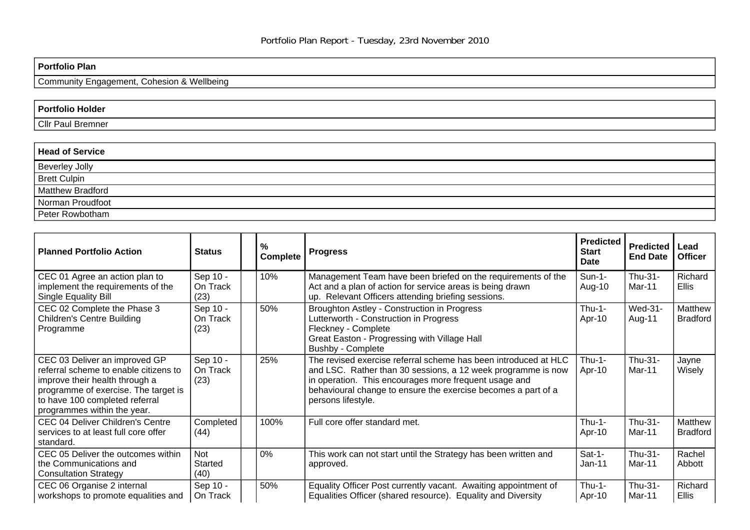Portfolio Plan Report - Tuesday, 23rd November 2010

| **Portfolio Plan** |
|---|
| Community Engagement, Cohesion & Wellbeing |

| **Portfolio Holder** |
|---|
| Cllr Paul Bremner |

| **Head of Service** |
|---|
| Beverley Jolly |
| Brett Culpin |
| Matthew Bradford |
| Norman Proudfoot |
| Peter Rowbotham |

| Planned Portfolio Action | Status | | % Complete | Progress | Predicted Start Date | Predicted End Date | Lead Officer |
|---|---|---|---|---|---|---|---|
| CEC 01 Agree an action plan to implement the requirements of the Single Equality Bill | Sep 10 - On Track (23) | | 10% | Management Team have been briefed on the requirements of the Act and a plan of action for service areas is being drawn up. Relevant Officers attending briefing sessions. | Sun-1-Aug-10 | Thu-31-Mar-11 | Richard Ellis |
| CEC 02 Complete the Phase 3 Children's Centre Building Programme | Sep 10 - On Track (23) | | 50% | Broughton Astley - Construction in Progress<br>Lutterworth - Construction in Progress<br>Fleckney - Complete<br>Great Easton - Progressing with Village Hall<br>Bushby - Complete | Thu-1-Apr-10 | Wed-31-Aug-11 | Matthew Bradford |
| CEC 03 Deliver an improved GP referral scheme to enable citizens to improve their health through a programme of exercise. The target is to have 100 completed referral programmes within the year. | Sep 10 - On Track (23) | | 25% | The revised exercise referral scheme has been introduced at HLC and LSC. Rather than 30 sessions, a 12 week programme is now in operation. This encourages more frequent usage and behavioural change to ensure the exercise becomes a part of a persons lifestyle. | Thu-1-Apr-10 | Thu-31-Mar-11 | Jayne Wisely |
| CEC 04 Deliver Children's Centre services to at least full core offer standard. | Completed (44) | | 100% | Full core offer standard met. | Thu-1-Apr-10 | Thu-31-Mar-11 | Matthew Bradford |
| CEC 05 Deliver the outcomes within the Communications and Consultation Strategy | Not Started (40) | | 0% | This work can not start until the Strategy has been written and approved. | Sat-1-Jan-11 | Thu-31-Mar-11 | Rachel Abbott |
| CEC 06 Organise 2 internal workshops to promote equalities and | Sep 10 - On Track | | 50% | Equality Officer Post currently vacant. Awaiting appointment of Equalities Officer (shared resource). Equality and Diversity | Thu-1-Apr-10 | Thu-31-Mar-11 | Richard Ellis |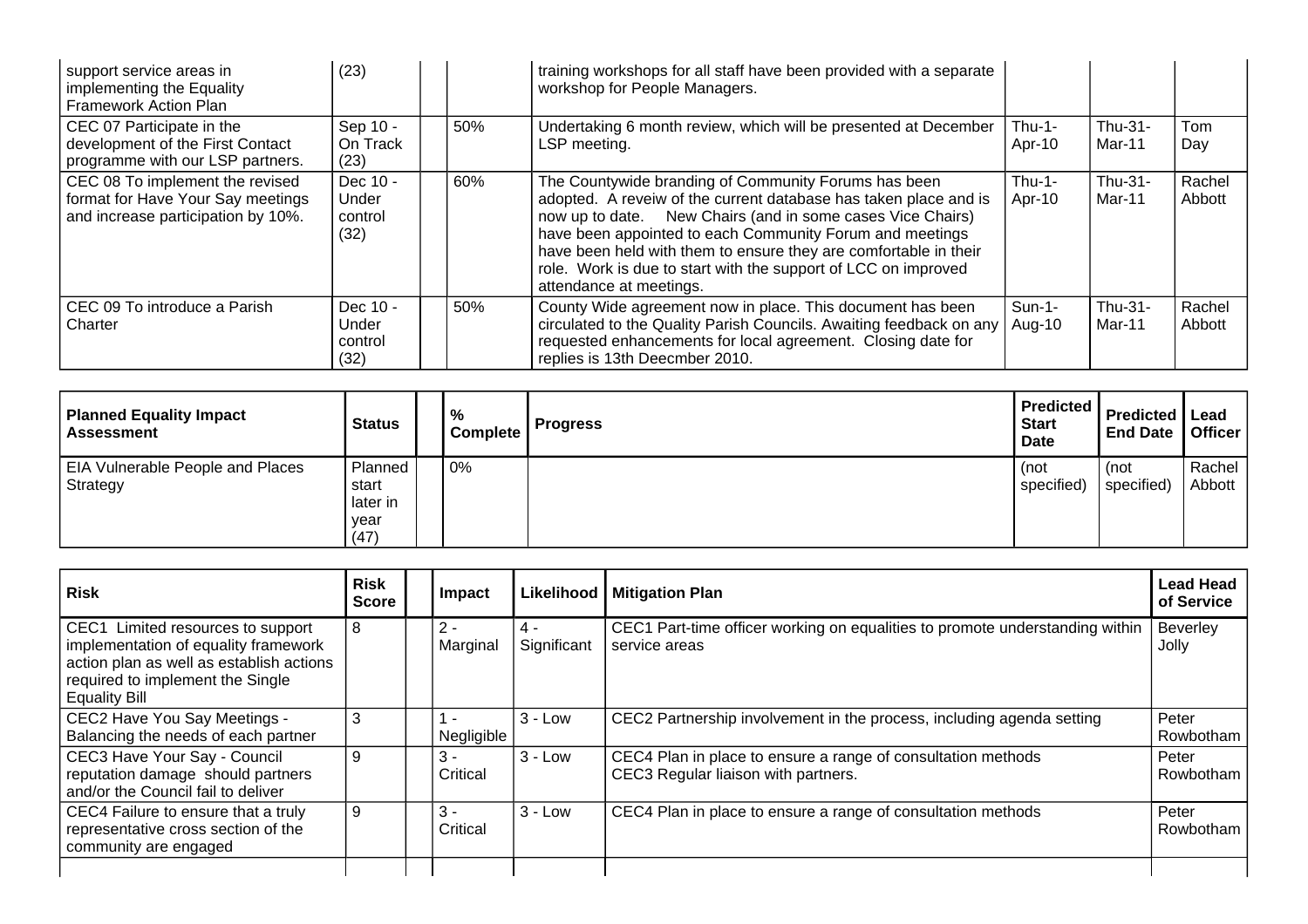| | | | | | | | |
|---|---|---|---|---|---|---|---|
| support service areas in implementing the Equality Framework Action Plan | (23) | | | training workshops for all staff have been provided with a separate workshop for People Managers. | | | |
| CEC 07 Participate in the development of the First Contact programme with our LSP partners. | Sep 10 - On Track (23) | | 50% | Undertaking 6 month review, which will be presented at December LSP meeting. | Thu-1-Apr-10 | Thu-31-Mar-11 | Tom Day |
| CEC 08 To implement the revised format for Have Your Say meetings and increase participation by 10%. | Dec 10 - Under control (32) | | 60% | The Countywide branding of Community Forums has been adopted. A reveiw of the current database has taken place and is now up to date. New Chairs (and in some cases Vice Chairs) have been appointed to each Community Forum and meetings have been held with them to ensure they are comfortable in their role. Work is due to start with the support of LCC on improved attendance at meetings. | Thu-1-Apr-10 | Thu-31-Mar-11 | Rachel Abbott |
| CEC 09 To introduce a Parish Charter | Dec 10 - Under control (32) | | 50% | County Wide agreement now in place. This document has been circulated to the Quality Parish Councils. Awaiting feedback on any requested enhancements for local agreement. Closing date for replies is 13th Deecmber 2010. | Sun-1-Aug-10 | Thu-31-Mar-11 | Rachel Abbott |

| Planned Equality Impact Assessment | Status | | % Complete | Progress | Predicted Start Date | Predicted End Date | Lead Officer |
|---|---|---|---|---|---|---|---|
| EIA Vulnerable People and Places Strategy | Planned start later in year (47) | | 0% | | (not specified) | (not specified) | Rachel Abbott |

| Risk | Risk Score | | Impact | Likelihood | Mitigation Plan | Lead Head of Service |
|---|---|---|---|---|---|---|
| CEC1 Limited resources to support implementation of equality framework action plan as well as establish actions required to implement the Single Equality Bill | 8 | | 2 - Marginal | 4 - Significant | CEC1 Part-time officer working on equalities to promote understanding within service areas | Beverley Jolly |
| CEC2 Have You Say Meetings - Balancing the needs of each partner | 3 | | 1 - Negligible | 3 - Low | CEC2 Partnership involvement in the process, including agenda setting | Peter Rowbotham |
| CEC3 Have Your Say - Council reputation damage should partners and/or the Council fail to deliver | 9 | | 3 - Critical | 3 - Low | CEC4 Plan in place to ensure a range of consultation methods<br>CEC3 Regular liaison with partners. | Peter Rowbotham |
| CEC4 Failure to ensure that a truly representative cross section of the community are engaged | 9 | | 3 - Critical | 3 - Low | CEC4 Plan in place to ensure a range of consultation methods | Peter Rowbotham |
| | | | | | | |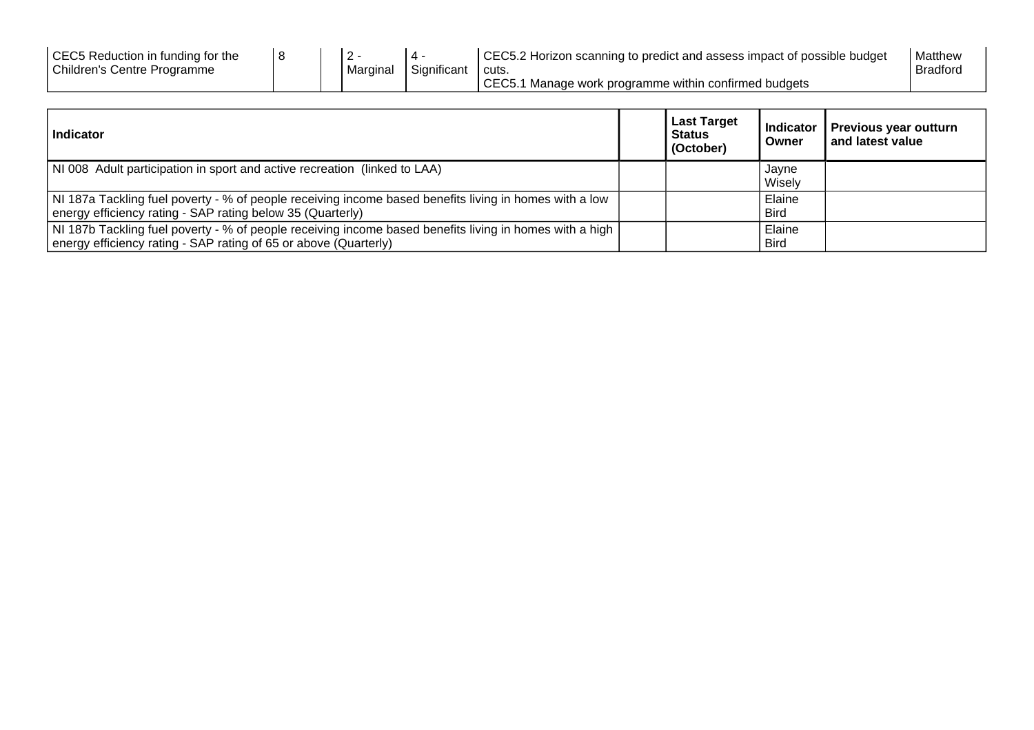| | | | | | | |
|---|---|---|---|---|---|---|
| CEC5 Reduction in funding for the Children's Centre Programme | 8 | | 2 - Marginal | 4 - Significant | CEC5.2 Horizon scanning to predict and assess impact of possible budget cuts.<br>CEC5.1 Manage work programme within confirmed budgets | Matthew Bradford |

| **Indicator** | | **Last Target Status (October)** | **Indicator Owner** | **Previous year outturn and latest value** |
|---|---|---|---|---|
| NI 008 Adult participation in sport and active recreation (linked to LAA) | | | Jayne Wisely | |
| NI 187a Tackling fuel poverty - % of people receiving income based benefits living in homes with a low energy efficiency rating - SAP rating below 35 (Quarterly) | | | Elaine Bird | |
| NI 187b Tackling fuel poverty - % of people receiving income based benefits living in homes with a high energy efficiency rating - SAP rating of 65 or above (Quarterly) | | | Elaine Bird | |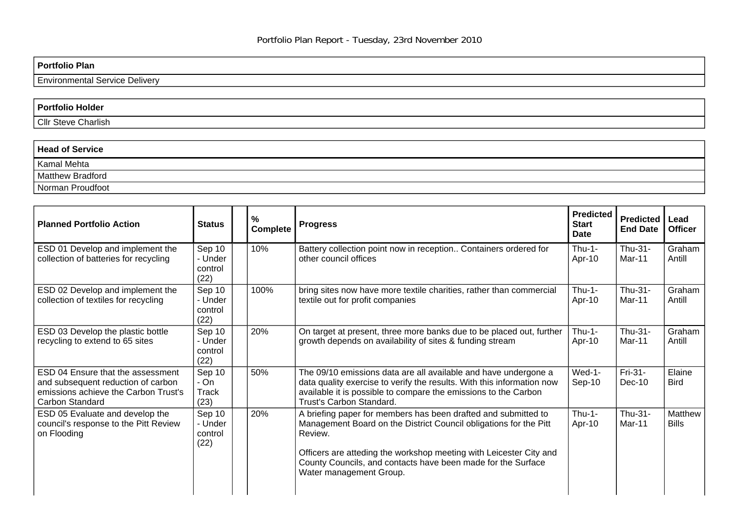Portfolio Plan Report - Tuesday, 23rd November 2010

| Portfolio Plan |
|---|
| Environmental Service Delivery |

| Portfolio Holder |
|---|
| Cllr Steve Charlish |

| Head of Service |
|---|
| Kamal Mehta |
| Matthew Bradford |
| Norman Proudfoot |

| Planned Portfolio Action | Status | | % Complete | Progress | Predicted Start Date | Predicted End Date | Lead Officer |
|---|---|---|---|---|---|---|---|
| ESD 01 Develop and implement the collection of batteries for recycling | Sep 10 - Under control (22) | | 10% | Battery collection point now in reception.. Containers ordered for other council offices | Thu-1-Apr-10 | Thu-31-Mar-11 | Graham Antill |
| ESD 02 Develop and implement the collection of textiles for recycling | Sep 10 - Under control (22) | | 100% | bring sites now have more textile charities, rather than commercial textile out for profit companies | Thu-1-Apr-10 | Thu-31-Mar-11 | Graham Antill |
| ESD 03 Develop the plastic bottle recycling to extend to 65 sites | Sep 10 - Under control (22) | | 20% | On target at present, three more banks due to be placed out, further growth depends on availability of sites & funding stream | Thu-1-Apr-10 | Thu-31-Mar-11 | Graham Antill |
| ESD 04 Ensure that the assessment and subsequent reduction of carbon emissions achieve the Carbon Trust's Carbon Standard | Sep 10 - On Track (23) | | 50% | The 09/10 emissions data are all available and have undergone a data quality exercise to verify the results. With this information now available it is possible to compare the emissions to the Carbon Trust's Carbon Standard. | Wed-1-Sep-10 | Fri-31-Dec-10 | Elaine Bird |
| ESD 05 Evaluate and develop the council's response to the Pitt Review on Flooding | Sep 10 - Under control (22) | | 20% | A briefing paper for members has been drafted and submitted to Management Board on the District Council obligations for the Pitt Review.<br><br>Officers are atteding the workshop meeting with Leicester City and County Councils, and contacts have been made for the Surface Water management Group. | Thu-1-Apr-10 | Thu-31-Mar-11 | Matthew Bills |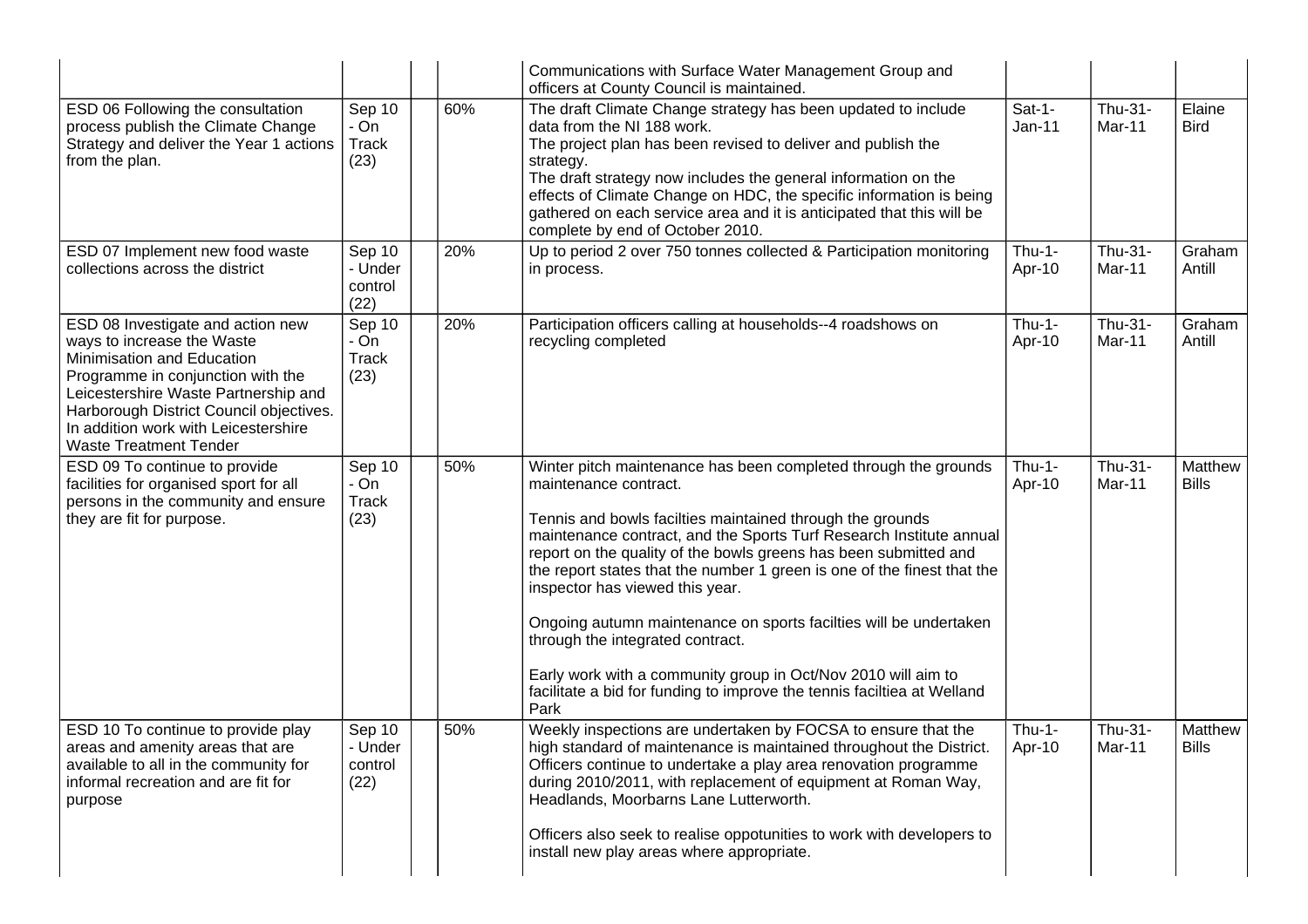| | | | | | | | |
|---|---|---|---|---|---|---|---|
| | | | | Communications with Surface Water Management Group and officers at County Council is maintained. | | | |
| ESD 06 Following the consultation process publish the Climate Change Strategy and deliver the Year 1 actions from the plan. | Sep 10 - On Track (23) | | 60% | The draft Climate Change strategy has been updated to include data from the NI 188 work.<br>The project plan has been revised to deliver and publish the strategy.<br>The draft strategy now includes the general information on the effects of Climate Change on HDC, the specific information is being gathered on each service area and it is anticipated that this will be complete by end of October 2010. | Sat-1-Jan-11 | Thu-31-Mar-11 | Elaine Bird |
| ESD 07 Implement new food waste collections across the district | Sep 10 - Under control (22) | | 20% | Up to period 2 over 750 tonnes collected & Participation monitoring in process. | Thu-1-Apr-10 | Thu-31-Mar-11 | Graham Antill |
| ESD 08 Investigate and action new ways to increase the Waste Minimisation and Education Programme in conjunction with the Leicestershire Waste Partnership and Harborough District Council objectives. In addition work with Leicestershire Waste Treatment Tender | Sep 10 - On Track (23) | | 20% | Participation officers calling at households--4 roadshows on recycling completed | Thu-1-Apr-10 | Thu-31-Mar-11 | Graham Antill |
| ESD 09 To continue to provide facilities for organised sport for all persons in the community and ensure they are fit for purpose. | Sep 10 - On Track (23) | | 50% | Winter pitch maintenance has been completed through the grounds maintenance contract.<br><br>Tennis and bowls facilties maintained through the grounds maintenance contract, and the Sports Turf Research Institute annual report on the quality of the bowls greens has been submitted and the report states that the number 1 green is one of the finest that the inspector has viewed this year.<br><br>Ongoing autumn maintenance on sports facilties will be undertaken through the integrated contract.<br><br>Early work with a community group in Oct/Nov 2010 will aim to facilitate a bid for funding to improve the tennis faciltiea at Welland Park | Thu-1-Apr-10 | Thu-31-Mar-11 | Matthew Bills |
| ESD 10 To continue to provide play areas and amenity areas that are available to all in the community for informal recreation and are fit for purpose | Sep 10 - Under control (22) | | 50% | Weekly inspections are undertaken by FOCSA to ensure that the high standard of maintenance is maintained throughout the District. Officers continue to undertake a play area renovation programme during 2010/2011, with replacement of equipment at Roman Way, Headlands, Moorbarns Lane Lutterworth.<br><br>Officers also seek to realise oppotunities to work with developers to install new play areas where appropriate. | Thu-1-Apr-10 | Thu-31-Mar-11 | Matthew Bills |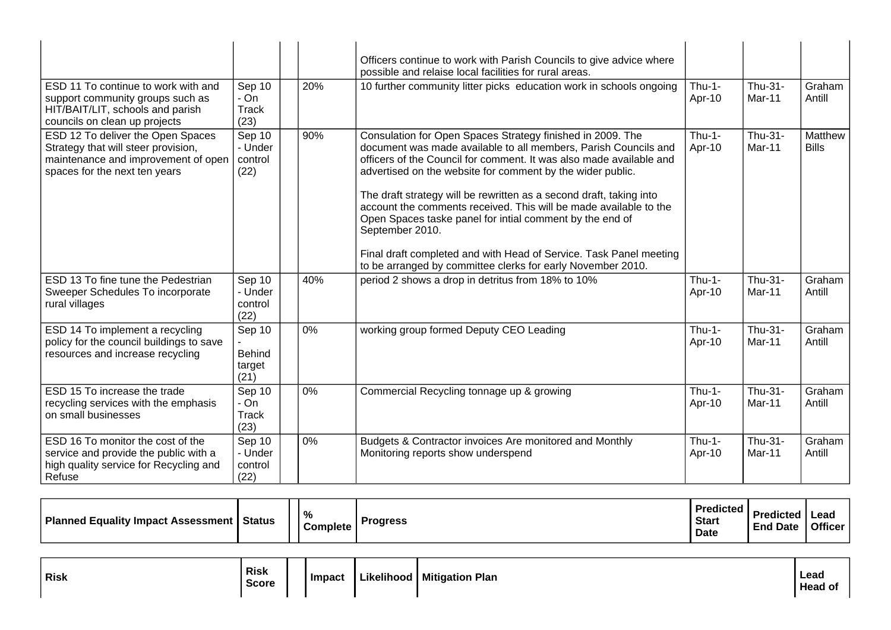| | | | | | | | |
|---|---|---|---|---|---|---|---|
| | | | | Officers continue to work with Parish Councils to give advice where possible and relaise local facilities for rural areas. | | | |
| ESD 11 To continue to work with and support community groups such as HIT/BAIT/LIT, schools and parish councils on clean up projects | Sep 10 - On Track (23) | | 20% | 10 further community litter picks education work in schools ongoing | Thu-1-Apr-10 | Thu-31-Mar-11 | Graham Antill |
| ESD 12 To deliver the Open Spaces Strategy that will steer provision, maintenance and improvement of open spaces for the next ten years | Sep 10 - Under control (22) | | 90% | Consulation for Open Spaces Strategy finished in 2009. The document was made available to all members, Parish Councils and officers of the Council for comment. It was also made available and advertised on the website for comment by the wider public.<br><br>The draft strategy will be rewritten as a second draft, taking into account the comments received. This will be made available to the Open Spaces taske panel for intial comment by the end of September 2010.<br><br>Final draft completed and with Head of Service. Task Panel meeting to be arranged by committee clerks for early November 2010. | Thu-1-Apr-10 | Thu-31-Mar-11 | Matthew Bills |
| ESD 13 To fine tune the Pedestrian Sweeper Schedules To incorporate rural villages | Sep 10 - Under control (22) | | 40% | period 2 shows a drop in detritus from 18% to 10% | Thu-1-Apr-10 | Thu-31-Mar-11 | Graham Antill |
| ESD 14 To implement a recycling policy for the council buildings to save resources and increase recycling | Sep 10 - Behind target (21) | | 0% | working group formed Deputy CEO Leading | Thu-1-Apr-10 | Thu-31-Mar-11 | Graham Antill |
| ESD 15 To increase the trade recycling services with the emphasis on small businesses | Sep 10 - On Track (23) | | 0% | Commercial Recycling tonnage up & growing | Thu-1-Apr-10 | Thu-31-Mar-11 | Graham Antill |
| ESD 16 To monitor the cost of the service and provide the public with a high quality service for Recycling and Refuse | Sep 10 - Under control (22) | | 0% | Budgets & Contractor invoices Are monitored and Monthly Monitoring reports show underspend | Thu-1-Apr-10 | Thu-31-Mar-11 | Graham Antill |

| **Planned Equality Impact Assessment** | **Status** | | **% Complete** | **Progress** | **Predicted Start Date** | **Predicted End Date** | **Lead Officer** |
|---|---|---|---|---|---|---|---|

| **Risk** | **Risk Score** | | **Impact** | **Likelihood** | **Mitigation Plan** | **Lead Head of** |
|---|---|---|---|---|---|---|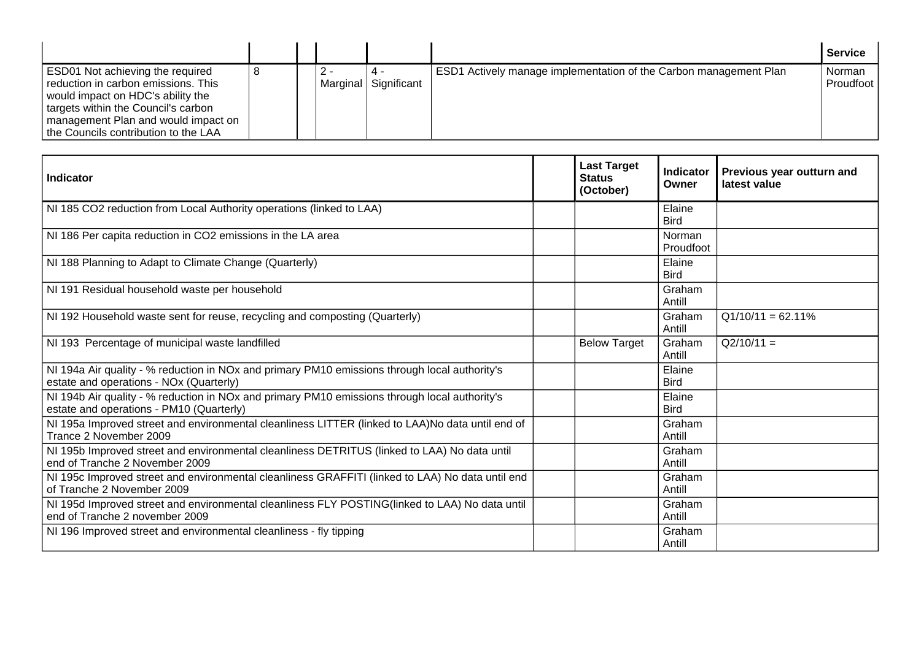| | | | | | | Service |
|---|---|---|---|---|---|---|
| ESD01 Not achieving the required reduction in carbon emissions. This would impact on HDC's ability the targets within the Council's carbon management Plan and would impact on the Councils contribution to the LAA | 8 | | 2 - Marginal | 4 - Significant | ESD1 Actively manage implementation of the Carbon management Plan | Norman Proudfoot |

| Indicator | | Last Target Status (October) | Indicator Owner | Previous year outturn and latest value |
|---|---|---|---|---|
| NI 185 CO2 reduction from Local Authority operations (linked to LAA) | | | Elaine Bird | |
| NI 186 Per capita reduction in CO2 emissions in the LA area | | | Norman Proudfoot | |
| NI 188 Planning to Adapt to Climate Change (Quarterly) | | | Elaine Bird | |
| NI 191 Residual household waste per household | | | Graham Antill | |
| NI 192 Household waste sent for reuse, recycling and composting (Quarterly) | | | Graham Antill | Q1/10/11 = 62.11% |
| NI 193 Percentage of municipal waste landfilled | | Below Target | Graham Antill | Q2/10/11 = |
| NI 194a Air quality - % reduction in NOx and primary PM10 emissions through local authority's estate and operations - NOx (Quarterly) | | | Elaine Bird | |
| NI 194b Air quality - % reduction in NOx and primary PM10 emissions through local authority's estate and operations - PM10 (Quarterly) | | | Elaine Bird | |
| NI 195a Improved street and environmental cleanliness LITTER (linked to LAA)No data until end of Trance 2 November 2009 | | | Graham Antill | |
| NI 195b Improved street and environmental cleanliness DETRITUS (linked to LAA) No data until end of Tranche 2 November 2009 | | | Graham Antill | |
| NI 195c Improved street and environmental cleanliness GRAFFITI (linked to LAA) No data until end of Tranche 2 November 2009 | | | Graham Antill | |
| NI 195d Improved street and environmental cleanliness FLY POSTING(linked to LAA) No data until end of Tranche 2 november 2009 | | | Graham Antill | |
| NI 196 Improved street and environmental cleanliness - fly tipping | | | Graham Antill | |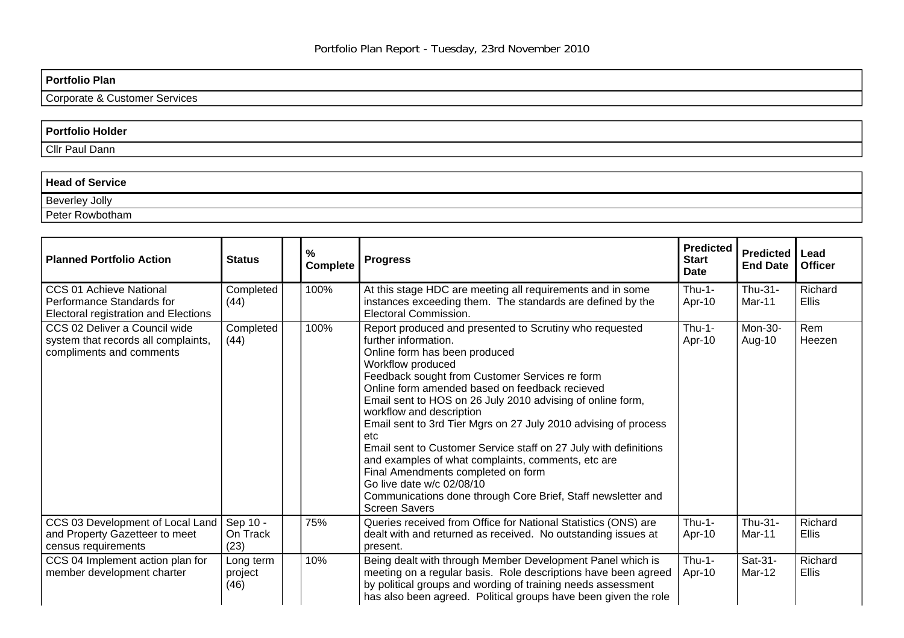Portfolio Plan Report - Tuesday, 23rd November 2010

| **Portfolio Plan** |
|---|
| Corporate & Customer Services |

| **Portfolio Holder** |
|---|
| Cllr Paul Dann |

| **Head of Service** |
|---|
| Beverley Jolly |
| Peter Rowbotham |

| Planned Portfolio Action | Status | | % Complete | Progress | Predicted Start Date | Predicted End Date | Lead Officer |
|---|---|---|---|---|---|---|---|
| CCS 01 Achieve National Performance Standards for Electoral registration and Elections | Completed (44) | | 100% | At this stage HDC are meeting all requirements and in some instances exceeding them. The standards are defined by the Electoral Commission. | Thu-1-Apr-10 | Thu-31-Mar-11 | Richard Ellis |
| CCS 02 Deliver a Council wide system that records all complaints, compliments and comments | Completed (44) | | 100% | Report produced and presented to Scrutiny who requested further information.<br>Online form has been produced<br>Workflow produced<br>Feedback sought from Customer Services re form<br>Online form amended based on feedback recieved<br>Email sent to HOS on 26 July 2010 advising of online form, workflow and description<br>Email sent to 3rd Tier Mgrs on 27 July 2010 advising of process etc<br>Email sent to Customer Service staff on 27 July with definitions and examples of what complaints, comments, etc are<br>Final Amendments completed on form<br>Go live date w/c 02/08/10<br>Communications done through Core Brief, Staff newsletter and Screen Savers | Thu-1-Apr-10 | Mon-30-Aug-10 | Rem Heezen |
| CCS 03 Development of Local Land and Property Gazetteer to meet census requirements | Sep 10 - On Track (23) | | 75% | Queries received from Office for National Statistics (ONS) are dealt with and returned as received. No outstanding issues at present. | Thu-1-Apr-10 | Thu-31-Mar-11 | Richard Ellis |
| CCS 04 Implement action plan for member development charter | Long term project (46) | | 10% | Being dealt with through Member Development Panel which is meeting on a regular basis. Role descriptions have been agreed by political groups and wording of training needs assessment has also been agreed. Political groups have been given the role | Thu-1-Apr-10 | Sat-31-Mar-12 | Richard Ellis |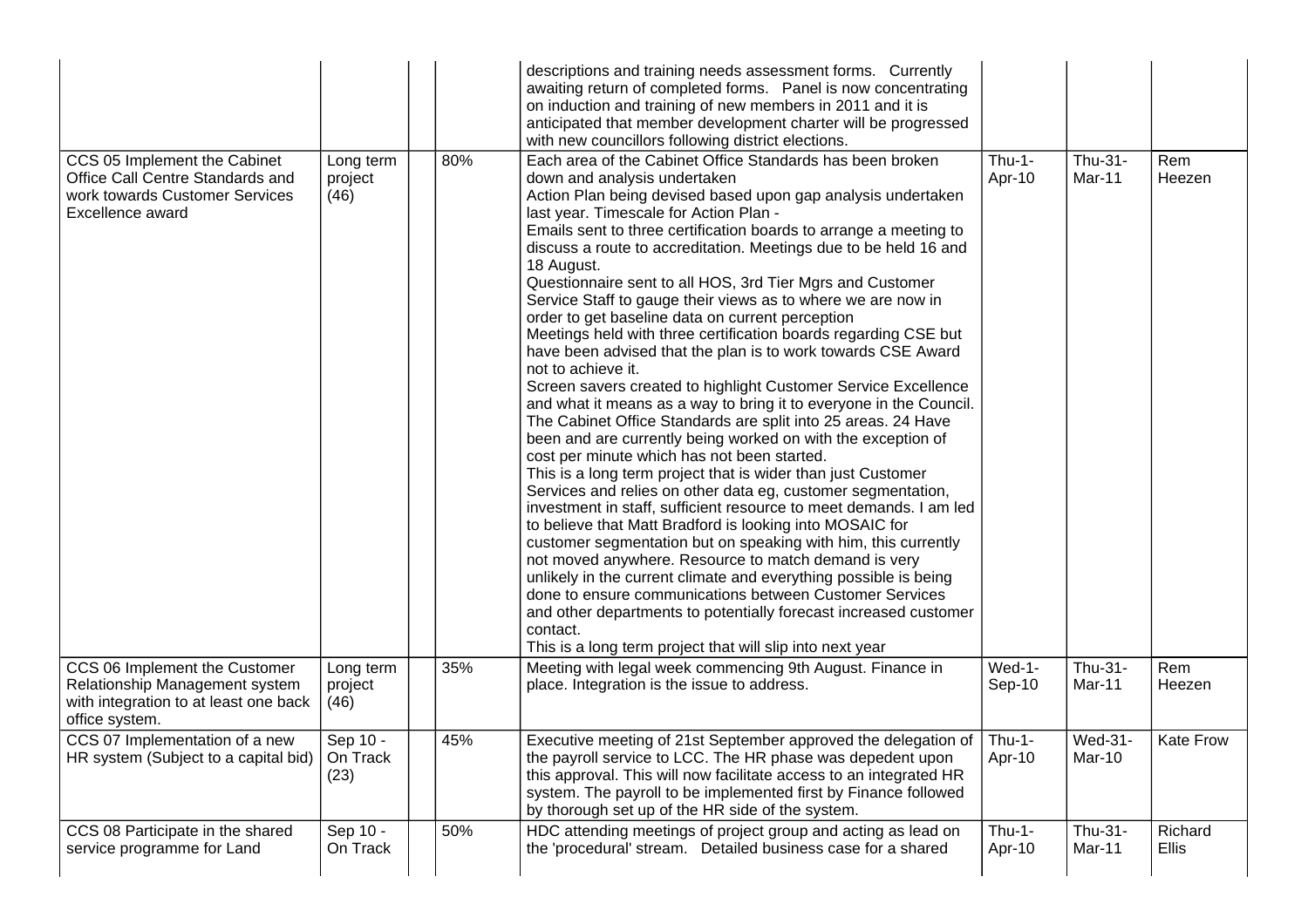| | | | | | | | |
|---|---|---|---|---|---|---|---|
| | | | | descriptions and training needs assessment forms. Currently awaiting return of completed forms. Panel is now concentrating on induction and training of new members in 2011 and it is anticipated that member development charter will be progressed with new councillors following district elections. | | | |
| CCS 05 Implement the Cabinet Office Call Centre Standards and work towards Customer Services Excellence award | Long term project (46) | | 80% | Each area of the Cabinet Office Standards has been broken down and analysis undertaken<br>Action Plan being devised based upon gap analysis undertaken last year. Timescale for Action Plan -<br>Emails sent to three certification boards to arrange a meeting to discuss a route to accreditation. Meetings due to be held 16 and 18 August.<br>Questionnaire sent to all HOS, 3rd Tier Mgrs and Customer Service Staff to gauge their views as to where we are now in order to get baseline data on current perception<br>Meetings held with three certification boards regarding CSE but have been advised that the plan is to work towards CSE Award not to achieve it.<br>Screen savers created to highlight Customer Service Excellence and what it means as a way to bring it to everyone in the Council.<br>The Cabinet Office Standards are split into 25 areas. 24 Have been and are currently being worked on with the exception of cost per minute which has not been started.<br>This is a long term project that is wider than just Customer Services and relies on other data eg, customer segmentation, investment in staff, sufficient resource to meet demands. I am led to believe that Matt Bradford is looking into MOSAIC for customer segmentation but on speaking with him, this currently not moved anywhere. Resource to match demand is very unlikely in the current climate and everything possible is being done to ensure communications between Customer Services and other departments to potentially forecast increased customer contact.<br>This is a long term project that will slip into next year | Thu-1-Apr-10 | Thu-31-Mar-11 | Rem Heezen |
| CCS 06 Implement the Customer Relationship Management system with integration to at least one back office system. | Long term project (46) | | 35% | Meeting with legal week commencing 9th August. Finance in place. Integration is the issue to address. | Wed-1-Sep-10 | Thu-31-Mar-11 | Rem Heezen |
| CCS 07 Implementation of a new HR system (Subject to a capital bid) | Sep 10 - On Track (23) | | 45% | Executive meeting of 21st September approved the delegation of the payroll service to LCC. The HR phase was depedent upon this approval. This will now facilitate access to an integrated HR system. The payroll to be implemented first by Finance followed by thorough set up of the HR side of the system. | Thu-1-Apr-10 | Wed-31-Mar-10 | Kate Frow |
| CCS 08 Participate in the shared service programme for Land | Sep 10 - On Track | | 50% | HDC attending meetings of project group and acting as lead on the 'procedural' stream. Detailed business case for a shared | Thu-1-Apr-10 | Thu-31-Mar-11 | Richard Ellis |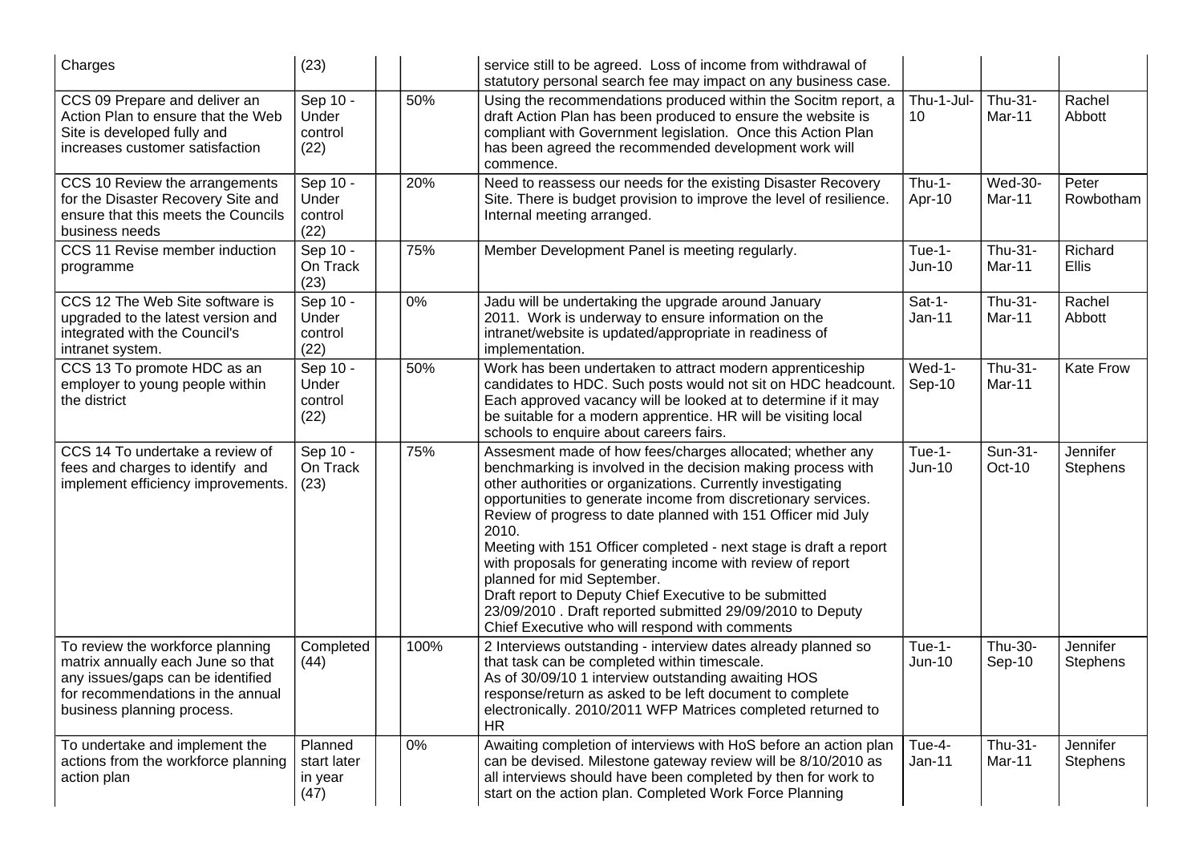| | | | | | | | |
|---|---|---|---|---|---|---|---|
| Charges | (23) | | | service still to be agreed. Loss of income from withdrawal of statutory personal search fee may impact on any business case. | | | |
| CCS 09 Prepare and deliver an Action Plan to ensure that the Web Site is developed fully and increases customer satisfaction | Sep 10 - Under control (22) | | 50% | Using the recommendations produced within the Socitm report, a draft Action Plan has been produced to ensure the website is compliant with Government legislation. Once this Action Plan has been agreed the recommended development work will commence. | Thu-1-Jul-10 | Thu-31-Mar-11 | Rachel Abbott |
| CCS 10 Review the arrangements for the Disaster Recovery Site and ensure that this meets the Councils business needs | Sep 10 - Under control (22) | | 20% | Need to reassess our needs for the existing Disaster Recovery Site. There is budget provision to improve the level of resilience. Internal meeting arranged. | Thu-1-Apr-10 | Wed-30-Mar-11 | Peter Rowbotham |
| CCS 11 Revise member induction programme | Sep 10 - On Track (23) | | 75% | Member Development Panel is meeting regularly. | Tue-1-Jun-10 | Thu-31-Mar-11 | Richard Ellis |
| CCS 12 The Web Site software is upgraded to the latest version and integrated with the Council's intranet system. | Sep 10 - Under control (22) | | 0% | Jadu will be undertaking the upgrade around January 2011. Work is underway to ensure information on the intranet/website is updated/appropriate in readiness of implementation. | Sat-1-Jan-11 | Thu-31-Mar-11 | Rachel Abbott |
| CCS 13 To promote HDC as an employer to young people within the district | Sep 10 - Under control (22) | | 50% | Work has been undertaken to attract modern apprenticeship candidates to HDC. Such posts would not sit on HDC headcount. Each approved vacancy will be looked at to determine if it may be suitable for a modern apprentice. HR will be visiting local schools to enquire about careers fairs. | Wed-1-Sep-10 | Thu-31-Mar-11 | Kate Frow |
| CCS 14 To undertake a review of fees and charges to identify and implement efficiency improvements. | Sep 10 - On Track (23) | | 75% | Assesment made of how fees/charges allocated; whether any benchmarking is involved in the decision making process with other authorities or organizations. Currently investigating opportunities to generate income from discretionary services. Review of progress to date planned with 151 Officer mid July 2010.<br>Meeting with 151 Officer completed - next stage is draft a report with proposals for generating income with review of report planned for mid September.<br>Draft report to Deputy Chief Executive to be submitted 23/09/2010 . Draft reported submitted 29/09/2010 to Deputy Chief Executive who will respond with comments | Tue-1-Jun-10 | Sun-31-Oct-10 | Jennifer Stephens |
| To review the workforce planning matrix annually each June so that any issues/gaps can be identified for recommendations in the annual business planning process. | Completed (44) | | 100% | 2 Interviews outstanding - interview dates already planned so that task can be completed within timescale.<br>As of 30/09/10 1 interview outstanding awaiting HOS response/return as asked to be left document to complete electronically. 2010/2011 WFP Matrices completed returned to HR | Tue-1-Jun-10 | Thu-30-Sep-10 | Jennifer Stephens |
| To undertake and implement the actions from the workforce planning action plan | Planned start later in year (47) | | 0% | Awaiting completion of interviews with HoS before an action plan can be devised. Milestone gateway review will be 8/10/2010 as all interviews should have been completed by then for work to start on the action plan. Completed Work Force Planning | Tue-4-Jan-11 | Thu-31-Mar-11 | Jennifer Stephens |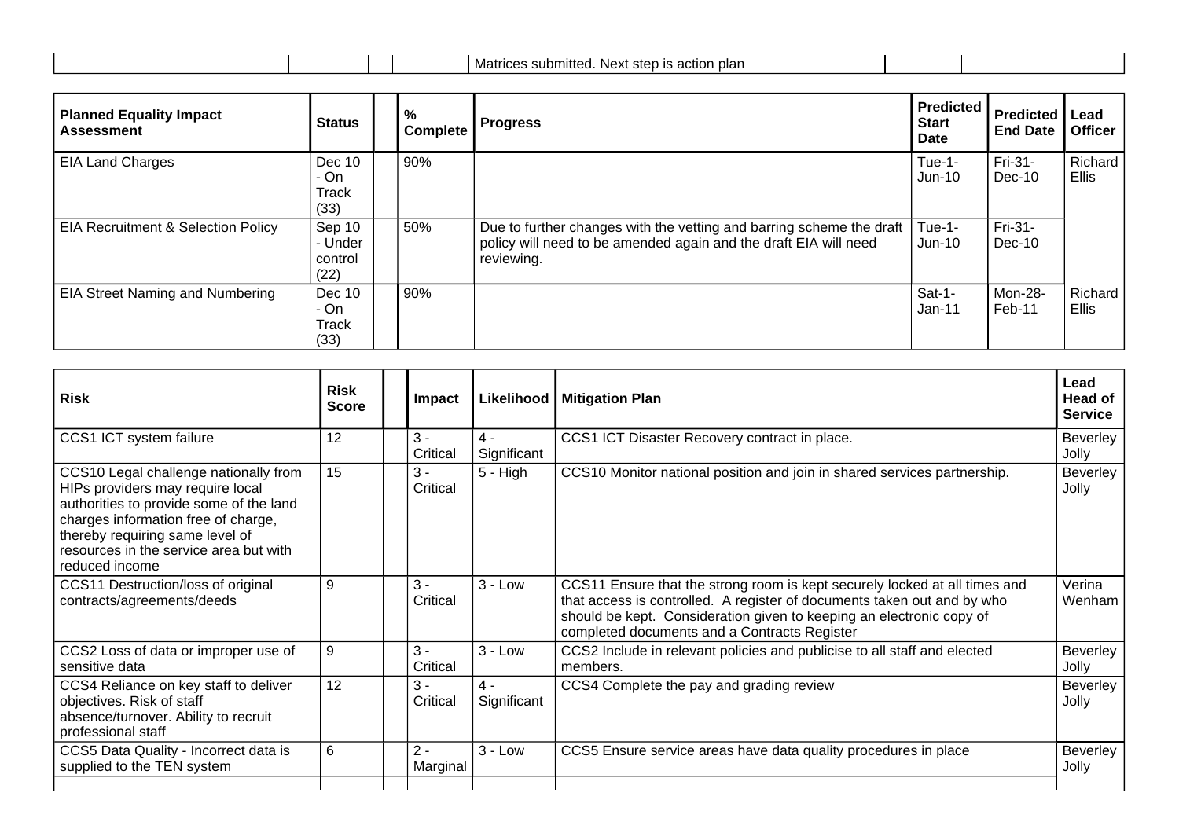| | | | | | | | |
|---|---|---|---|---|---|---|---|
| | | | | Matrices submitted. Next step is action plan | | | |

| Planned Equality Impact Assessment | Status | | % Complete | Progress | Predicted Start Date | Predicted End Date | Lead Officer |
|---|---|---|---|---|---|---|---|
| EIA Land Charges | Dec 10 - On Track (33) | | 90% | | Tue-1-Jun-10 | Fri-31-Dec-10 | Richard Ellis |
| EIA Recruitment & Selection Policy | Sep 10 - Under control (22) | | 50% | Due to further changes with the vetting and barring scheme the draft policy will need to be amended again and the draft EIA will need reviewing. | Tue-1-Jun-10 | Fri-31-Dec-10 | |
| EIA Street Naming and Numbering | Dec 10 - On Track (33) | | 90% | | Sat-1-Jan-11 | Mon-28-Feb-11 | Richard Ellis |

| Risk | Risk Score | | Impact | Likelihood | Mitigation Plan | Lead Head of Service |
|---|---|---|---|---|---|---|
| CCS1 ICT system failure | 12 | | 3 - Critical | 4 - Significant | CCS1 ICT Disaster Recovery contract in place. | Beverley Jolly |
| CCS10 Legal challenge nationally from HIPs providers may require local authorities to provide some of the land charges information free of charge, thereby requiring same level of resources in the service area but with reduced income | 15 | | 3 - Critical | 5 - High | CCS10 Monitor national position and join in shared services partnership. | Beverley Jolly |
| CCS11 Destruction/loss of original contracts/agreements/deeds | 9 | | 3 - Critical | 3 - Low | CCS11 Ensure that the strong room is kept securely locked at all times and that access is controlled. A register of documents taken out and by who should be kept. Consideration given to keeping an electronic copy of completed documents and a Contracts Register | Verina Wenham |
| CCS2 Loss of data or improper use of sensitive data | 9 | | 3 - Critical | 3 - Low | CCS2 Include in relevant policies and publicise to all staff and elected members. | Beverley Jolly |
| CCS4 Reliance on key staff to deliver objectives. Risk of staff absence/turnover. Ability to recruit professional staff | 12 | | 3 - Critical | 4 - Significant | CCS4 Complete the pay and grading review | Beverley Jolly |
| CCS5 Data Quality - Incorrect data is supplied to the TEN system | 6 | | 2 - Marginal | 3 - Low | CCS5 Ensure service areas have data quality procedures in place | Beverley Jolly |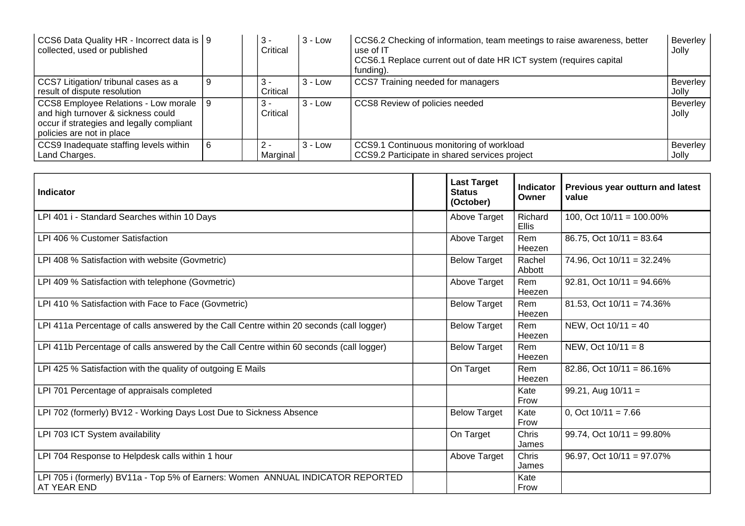| | | | | | | |
|---|---|---|---|---|---|---|
| CCS6 Data Quality HR - Incorrect data is collected, used or published | 9 | | 3 - Critical | 3 - Low | CCS6.2 Checking of information, team meetings to raise awareness, better use of IT<br>CCS6.1 Replace current out of date HR ICT system (requires capital funding). | Beverley Jolly |
| CCS7 Litigation/ tribunal cases as a result of dispute resolution | 9 | | 3 - Critical | 3 - Low | CCS7 Training needed for managers | Beverley Jolly |
| CCS8 Employee Relations - Low morale and high turnover & sickness could occur if strategies and legally compliant policies are not in place | 9 | | 3 - Critical | 3 - Low | CCS8 Review of policies needed | Beverley Jolly |
| CCS9 Inadequate staffing levels within Land Charges. | 6 | | 2 - Marginal | 3 - Low | CCS9.1 Continuous monitoring of workload<br>CCS9.2 Participate in shared services project | Beverley Jolly |

| Indicator | | Last Target Status (October) | Indicator Owner | Previous year outturn and latest value |
|---|---|---|---|---|
| LPI 401 i - Standard Searches within 10 Days | | Above Target | Richard Ellis | 100, Oct 10/11 = 100.00% |
| LPI 406 % Customer Satisfaction | | Above Target | Rem Heezen | 86.75, Oct 10/11 = 83.64 |
| LPI 408 % Satisfaction with website (Govmetric) | | Below Target | Rachel Abbott | 74.96, Oct 10/11 = 32.24% |
| LPI 409 % Satisfaction with telephone (Govmetric) | | Above Target | Rem Heezen | 92.81, Oct 10/11 = 94.66% |
| LPI 410 % Satisfaction with Face to Face (Govmetric) | | Below Target | Rem Heezen | 81.53, Oct 10/11 = 74.36% |
| LPI 411a Percentage of calls answered by the Call Centre within 20 seconds (call logger) | | Below Target | Rem Heezen | NEW, Oct 10/11 = 40 |
| LPI 411b Percentage of calls answered by the Call Centre within 60 seconds (call logger) | | Below Target | Rem Heezen | NEW, Oct 10/11 = 8 |
| LPI 425 % Satisfaction with the quality of outgoing E Mails | | On Target | Rem Heezen | 82.86, Oct 10/11 = 86.16% |
| LPI 701 Percentage of appraisals completed | | | Kate Frow | 99.21, Aug 10/11 = |
| LPI 702 (formerly) BV12 - Working Days Lost Due to Sickness Absence | | Below Target | Kate Frow | 0, Oct 10/11 = 7.66 |
| LPI 703 ICT System availability | | On Target | Chris James | 99.74, Oct 10/11 = 99.80% |
| LPI 704 Response to Helpdesk calls within 1 hour | | Above Target | Chris James | 96.97, Oct 10/11 = 97.07% |
| LPI 705 i (formerly) BV11a - Top 5% of Earners: Women ANNUAL INDICATOR REPORTED AT YEAR END | | | Kate Frow | |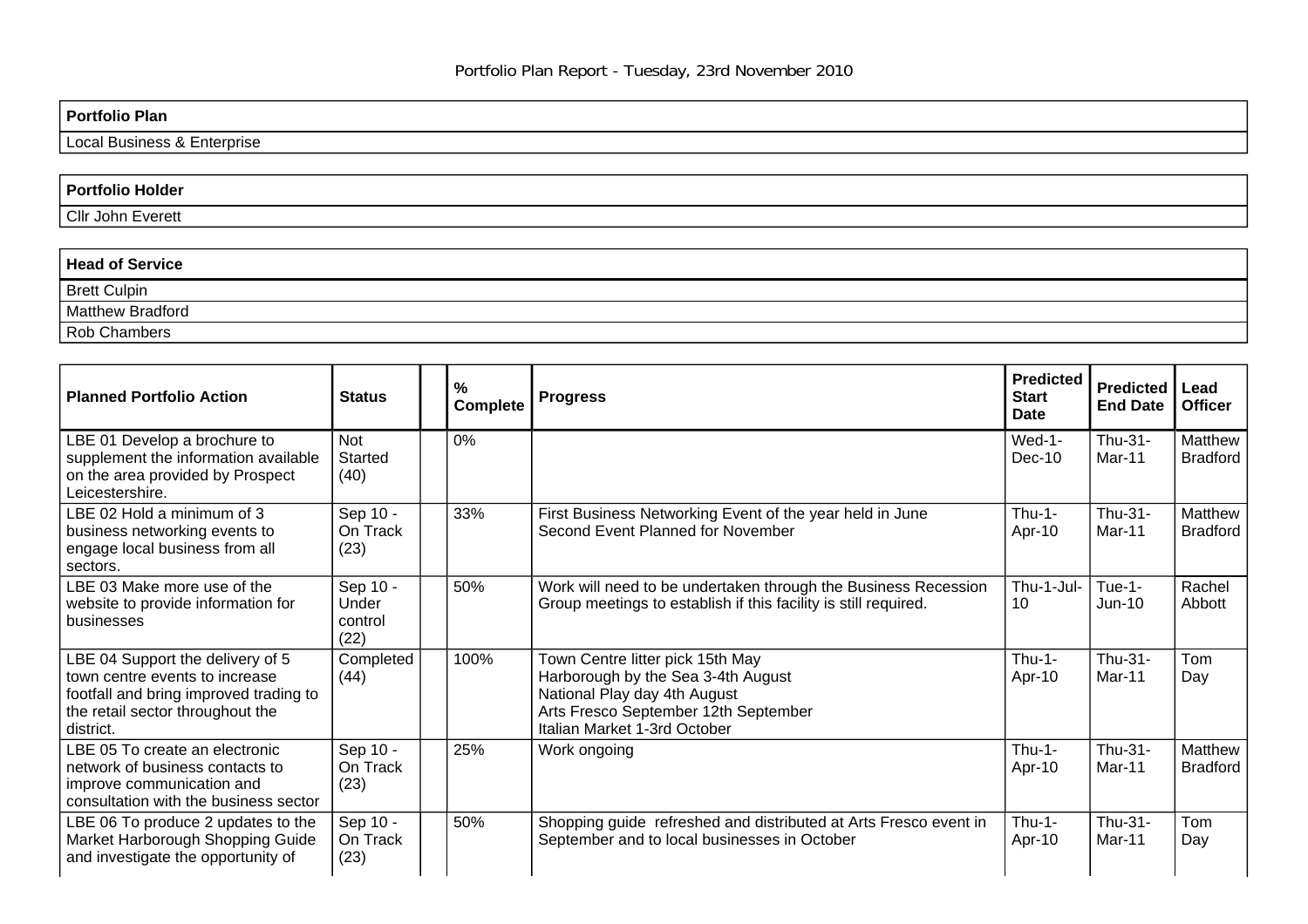Portfolio Plan Report - Tuesday, 23rd November 2010

| Portfolio Plan |
|---|
| Local Business & Enterprise |

| Portfolio Holder |
|---|
| Cllr John Everett |

| Head of Service |
|---|
| Brett Culpin |
| Matthew Bradford |
| Rob Chambers |

| Planned Portfolio Action | Status | | % Complete | Progress | Predicted Start Date | Predicted End Date | Lead Officer |
|---|---|---|---|---|---|---|---|
| LBE 01 Develop a brochure to supplement the information available on the area provided by Prospect Leicestershire. | Not Started (40) | | 0% | | Wed-1-Dec-10 | Thu-31-Mar-11 | Matthew Bradford |
| LBE 02 Hold a minimum of 3 business networking events to engage local business from all sectors. | Sep 10 - On Track (23) | | 33% | First Business Networking Event of the year held in June<br>Second Event Planned for November | Thu-1-Apr-10 | Thu-31-Mar-11 | Matthew Bradford |
| LBE 03 Make more use of the website to provide information for businesses | Sep 10 - Under control (22) | | 50% | Work will need to be undertaken through the Business Recession Group meetings to establish if this facility is still required. | Thu-1-Jul-10 | Tue-1-Jun-10 | Rachel Abbott |
| LBE 04 Support the delivery of 5 town centre events to increase footfall and bring improved trading to the retail sector throughout the district. | Completed (44) | | 100% | Town Centre litter pick 15th May<br>Harborough by the Sea 3-4th August<br>National Play day 4th August<br>Arts Fresco September 12th September<br>Italian Market 1-3rd October | Thu-1-Apr-10 | Thu-31-Mar-11 | Tom Day |
| LBE 05 To create an electronic network of business contacts to improve communication and consultation with the business sector | Sep 10 - On Track (23) | | 25% | Work ongoing | Thu-1-Apr-10 | Thu-31-Mar-11 | Matthew Bradford |
| LBE 06 To produce 2 updates to the Market Harborough Shopping Guide and investigate the opportunity of | Sep 10 - On Track (23) | | 50% | Shopping guide refreshed and distributed at Arts Fresco event in September and to local businesses in October | Thu-1-Apr-10 | Thu-31-Mar-11 | Tom Day |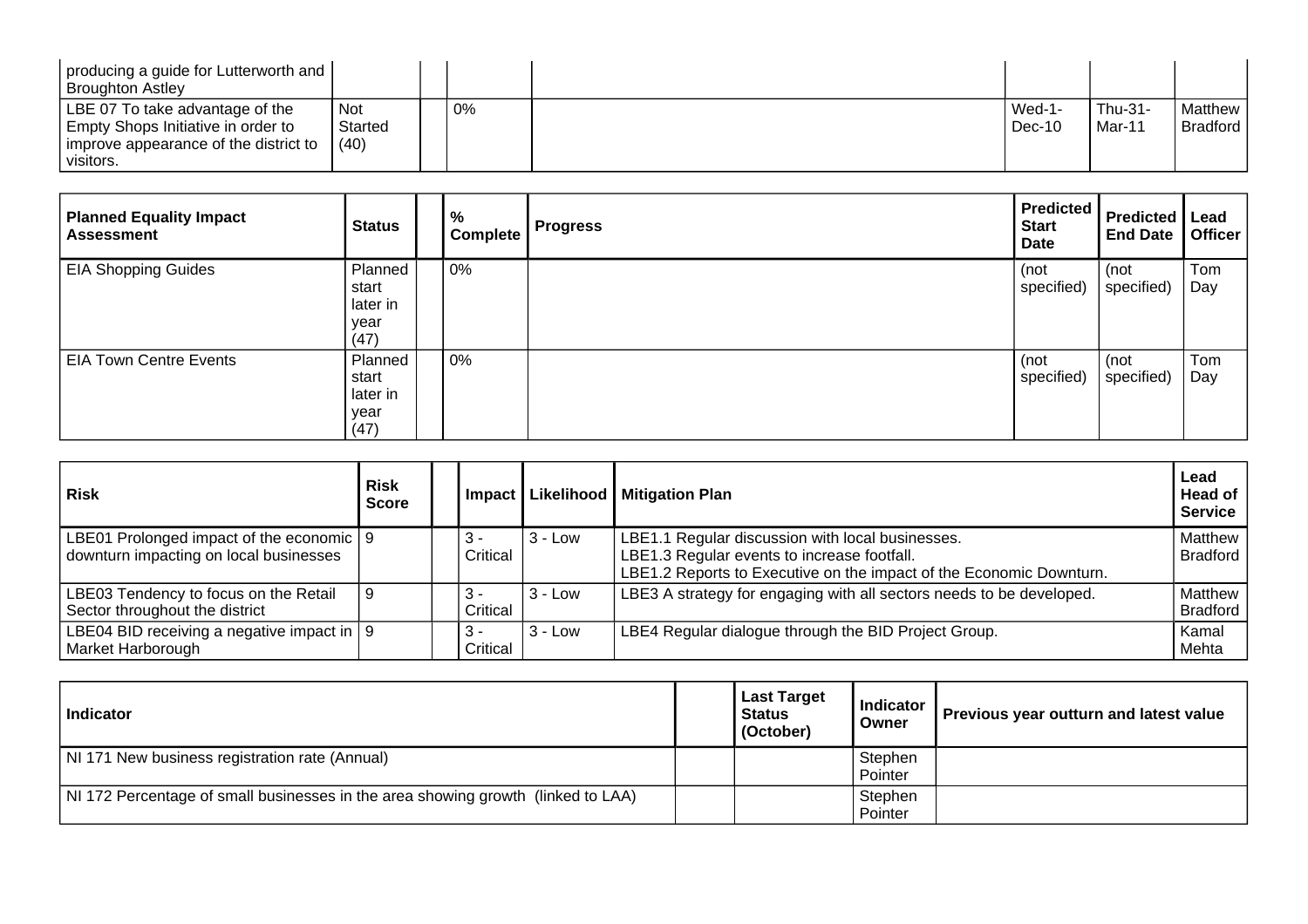| | | | | | | | |
|---|---|---|---|---|---|---|---|
| producing a guide for Lutterworth and Broughton Astley | | | | | | | |
| LBE 07 To take advantage of the Empty Shops Initiative in order to improve appearance of the district to visitors. | Not Started (40) | | 0% | | Wed-1-Dec-10 | Thu-31-Mar-11 | Matthew Bradford |

| Planned Equality Impact Assessment | Status | | % Complete | Progress | Predicted Start Date | Predicted End Date | Lead Officer |
|---|---|---|---|---|---|---|---|
| EIA Shopping Guides | Planned start later in year (47) | | 0% | | (not specified) | (not specified) | Tom Day |
| EIA Town Centre Events | Planned start later in year (47) | | 0% | | (not specified) | (not specified) | Tom Day |

| Risk | Risk Score | | Impact | Likelihood | Mitigation Plan | Lead Head of Service |
|---|---|---|---|---|---|---|
| LBE01 Prolonged impact of the economic downturn impacting on local businesses | 9 | | 3 - Critical | 3 - Low | LBE1.1 Regular discussion with local businesses.<br>LBE1.3 Regular events to increase footfall.<br>LBE1.2 Reports to Executive on the impact of the Economic Downturn. | Matthew Bradford |
| LBE03 Tendency to focus on the Retail Sector throughout the district | 9 | | 3 - Critical | 3 - Low | LBE3 A strategy for engaging with all sectors needs to be developed. | Matthew Bradford |
| LBE04 BID receiving a negative impact in Market Harborough | 9 | | 3 - Critical | 3 - Low | LBE4 Regular dialogue through the BID Project Group. | Kamal Mehta |

| Indicator | | Last Target Status (October) | Indicator Owner | Previous year outturn and latest value |
|---|---|---|---|---|
| NI 171 New business registration rate (Annual) | | | Stephen Pointer | |
| NI 172 Percentage of small businesses in the area showing growth (linked to LAA) | | | Stephen Pointer | |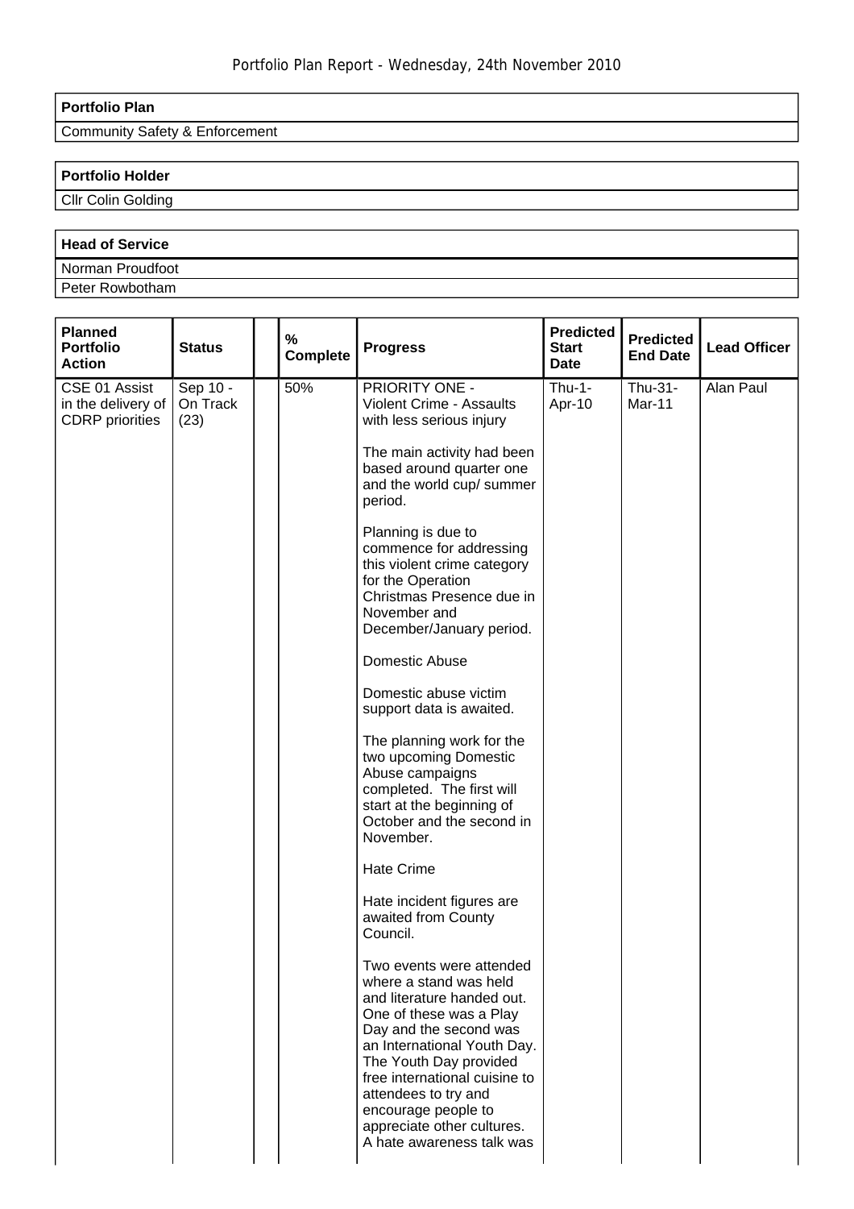# Portfolio Plan Report - Wednesday, 24th November 2010

| Portfolio Plan |
|---|
| Community Safety & Enforcement |

| Portfolio Holder |
|---|
| Cllr Colin Golding |

| Head of Service |
|---|
| Norman Proudfoot |
| Peter Rowbotham |

| Planned Portfolio Action | Status | | % Complete | Progress | Predicted Start Date | Predicted End Date | Lead Officer |
|---|---|---|---|---|---|---|---|
| CSE 01 Assist in the delivery of CDRP priorities | Sep 10 - On Track (23) | | 50% | PRIORITY ONE - Violent Crime - Assaults with less serious injury<br><br>The main activity had been based around quarter one and the world cup/ summer period.<br><br>Planning is due to commence for addressing this violent crime category for the Operation Christmas Presence due in November and December/January period.<br><br>Domestic Abuse<br><br>Domestic abuse victim support data is awaited.<br><br>The planning work for the two upcoming Domestic Abuse campaigns completed. The first will start at the beginning of October and the second in November.<br><br>Hate Crime<br><br>Hate incident figures are awaited from County Council.<br><br>Two events were attended where a stand was held and literature handed out. One of these was a Play Day and the second was an International Youth Day. The Youth Day provided free international cuisine to attendees to try and encourage people to appreciate other cultures. A hate awareness talk was | Thu-1-Apr-10 | Thu-31-Mar-11 | Alan Paul |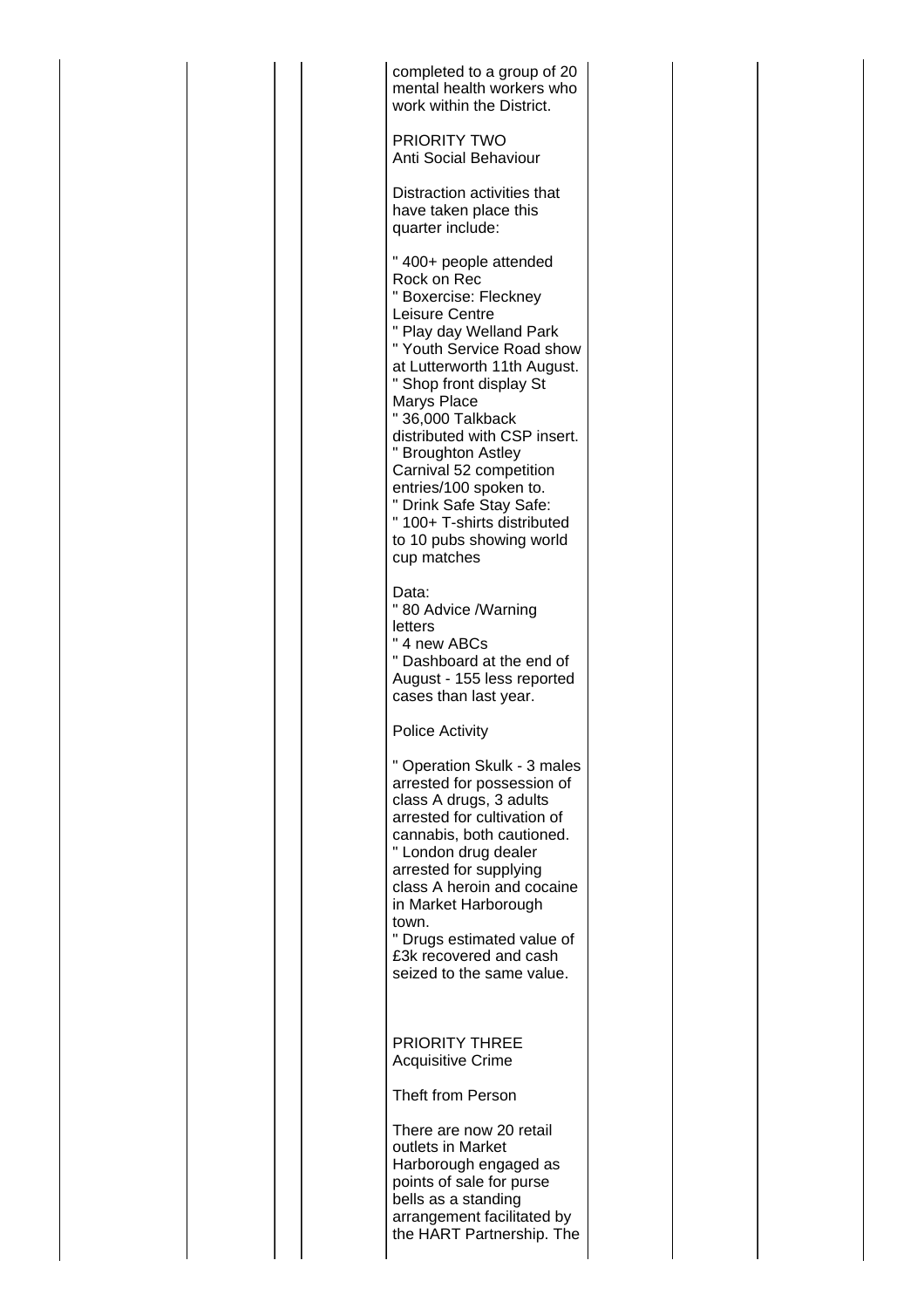| | | | | | |
|---|---|---|---|---|---|
| | | | completed to a group of 20 mental health workers who work within the District.<br><br>PRIORITY TWO<br>Anti Social Behaviour<br><br>Distraction activities that have taken place this quarter include:<br><br>" 400+ people attended Rock on Rec<br>" Boxercise: Fleckney Leisure Centre<br>" Play day Welland Park<br>" Youth Service Road show at Lutterworth 11th August.<br>" Shop front display St Marys Place<br>" 36,000 Talkback distributed with CSP insert.<br>" Broughton Astley Carnival 52 competition entries/100 spoken to.<br>" Drink Safe Stay Safe:<br>" 100+ T-shirts distributed to 10 pubs showing world cup matches<br><br>Data:<br>" 80 Advice /Warning letters<br>" 4 new ABCs<br>" Dashboard at the end of August - 155 less reported cases than last year.<br><br>Police Activity<br><br>" Operation Skulk - 3 males arrested for possession of class A drugs, 3 adults arrested for cultivation of cannabis, both cautioned.<br>" London drug dealer arrested for supplying class A heroin and cocaine in Market Harborough town.<br>" Drugs estimated value of £3k recovered and cash seized to the same value.<br><br>PRIORITY THREE<br>Acquisitive Crime<br><br>Theft from Person<br><br>There are now 20 retail outlets in Market Harborough engaged as points of sale for purse bells as a standing arrangement facilitated by the HART Partnership. The | | |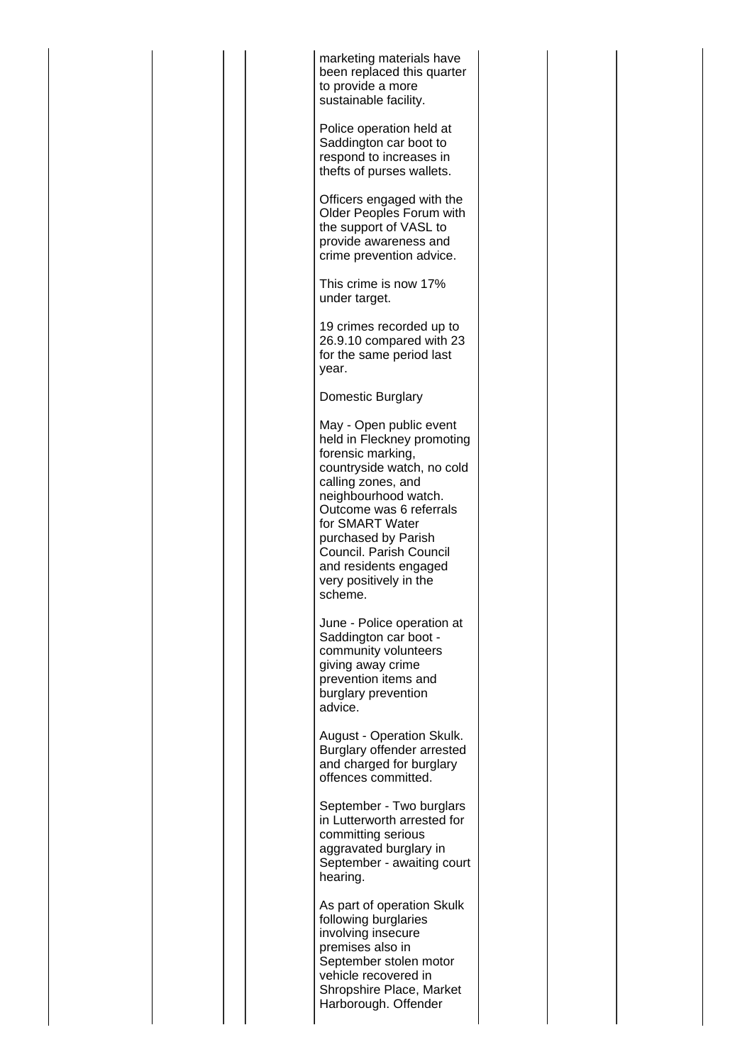| | | | | | | |
|---|---|---|---|---|---|---|
| | | | marketing materials have been replaced this quarter to provide a more sustainable facility.<br><br>Police operation held at Saddington car boot to respond to increases in thefts of purses wallets.<br><br>Officers engaged with the Older Peoples Forum with the support of VASL to provide awareness and crime prevention advice.<br><br>This crime is now 17% under target.<br><br>19 crimes recorded up to 26.9.10 compared with 23 for the same period last year.<br><br>Domestic Burglary<br><br>May - Open public event held in Fleckney promoting forensic marking, countryside watch, no cold calling zones, and neighbourhood watch. Outcome was 6 referrals for SMART Water purchased by Parish Council. Parish Council and residents engaged very positively in the scheme.<br><br>June - Police operation at Saddington car boot - community volunteers giving away crime prevention items and burglary prevention advice.<br><br>August - Operation Skulk. Burglary offender arrested and charged for burglary offences committed.<br><br>September - Two burglars in Lutterworth arrested for committing serious aggravated burglary in September - awaiting court hearing.<br><br>As part of operation Skulk following burglaries involving insecure premises also in September stolen motor vehicle recovered in Shropshire Place, Market Harborough. Offender | | | |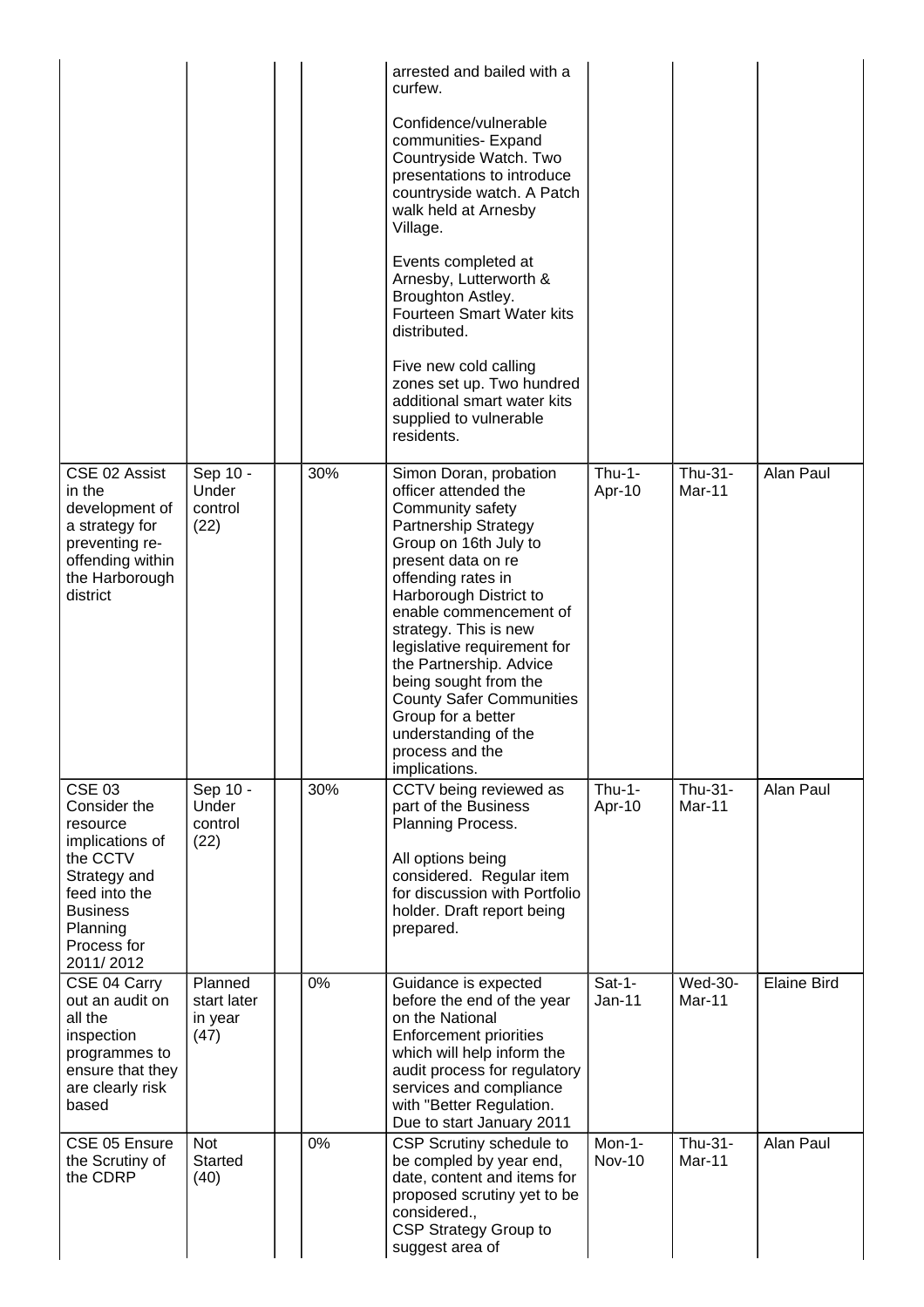| | | | | | | | |
|---|---|---|---|---|---|---|---|
| | | | | arrested and bailed with a curfew.<br><br>Confidence/vulnerable communities- Expand Countryside Watch. Two presentations to introduce countryside watch. A Patch walk held at Arnesby Village.<br><br>Events completed at Arnesby, Lutterworth & Broughton Astley. Fourteen Smart Water kits distributed.<br><br>Five new cold calling zones set up. Two hundred additional smart water kits supplied to vulnerable residents. | | | |
| CSE 02 Assist in the development of a strategy for preventing re-offending within the Harborough district | Sep 10 - Under control (22) | | 30% | Simon Doran, probation officer attended the Community safety Partnership Strategy Group on 16th July to present data on re offending rates in Harborough District to enable commencement of strategy. This is new legislative requirement for the Partnership. Advice being sought from the County Safer Communities Group for a better understanding of the process and the implications. | Thu-1-Apr-10 | Thu-31-Mar-11 | Alan Paul |
| CSE 03 Consider the resource implications of the CCTV Strategy and feed into the Business Planning Process for 2011/ 2012 | Sep 10 - Under control (22) | | 30% | CCTV being reviewed as part of the Business Planning Process.<br><br>All options being considered. Regular item for discussion with Portfolio holder. Draft report being prepared. | Thu-1-Apr-10 | Thu-31-Mar-11 | Alan Paul |
| CSE 04 Carry out an audit on all the inspection programmes to ensure that they are clearly risk based | Planned start later in year (47) | | 0% | Guidance is expected before the end of the year on the National Enforcement priorities which will help inform the audit process for regulatory services and compliance with "Better Regulation. Due to start January 2011 | Sat-1-Jan-11 | Wed-30-Mar-11 | Elaine Bird |
| CSE 05 Ensure the Scrutiny of the CDRP | Not Started (40) | | 0% | CSP Scrutiny schedule to be compled by year end, date, content and items for proposed scrutiny yet to be considered.,<br>CSP Strategy Group to suggest area of | Mon-1-Nov-10 | Thu-31-Mar-11 | Alan Paul |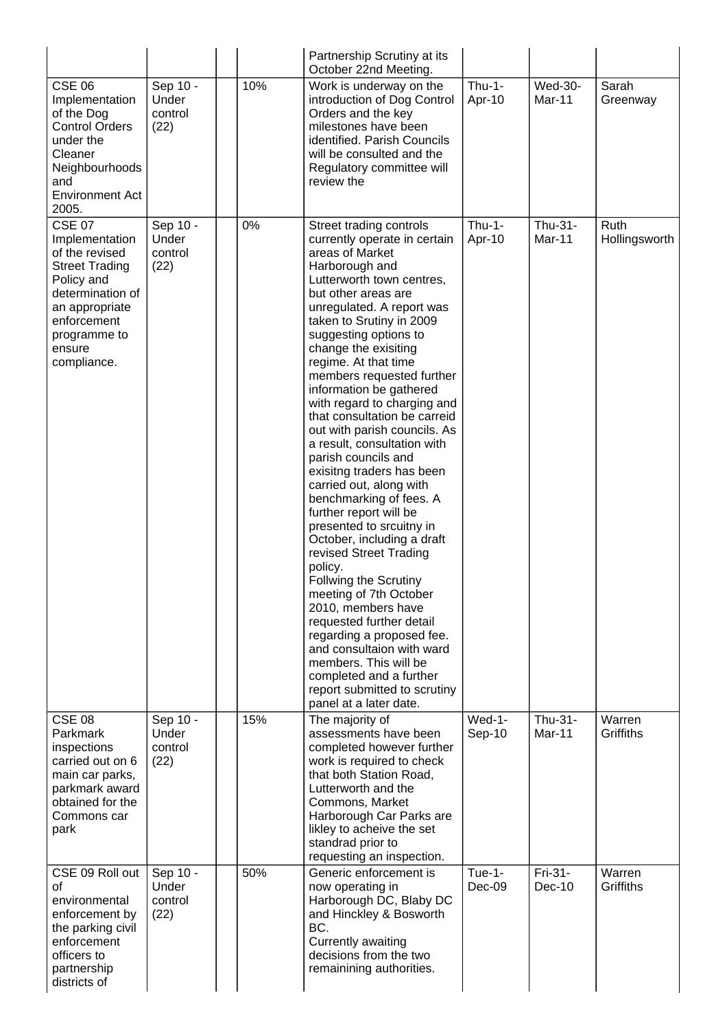| | | | | | | | |
|---|---|---|---|---|---|---|---|
| | | | | Partnership Scrutiny at its October 22nd Meeting. | | | |
| CSE 06 Implementation of the Dog Control Orders under the Cleaner Neighbourhoods and Environment Act 2005. | Sep 10 - Under control (22) | | 10% | Work is underway on the introduction of Dog Control Orders and the key milestones have been identified. Parish Councils will be consulted and the Regulatory committee will review the | Thu-1-Apr-10 | Wed-30-Mar-11 | Sarah Greenway |
| CSE 07 Implementation of the revised Street Trading Policy and determination of an appropriate enforcement programme to ensure compliance. | Sep 10 - Under control (22) | | 0% | Street trading controls currently operate in certain areas of Market Harborough and Lutterworth town centres, but other areas are unregulated. A report was taken to Srutiny in 2009 suggesting options to change the exisiting regime. At that time members requested further information be gathered with regard to charging and that consultation be carreid out with parish councils. As a result, consultation with parish councils and exisitng traders has been carried out, along with benchmarking of fees. A further report will be presented to srcuitny in October, including a draft revised Street Trading policy.<br>Follwing the Scrutiny meeting of 7th October 2010, members have requested further detail regarding a proposed fee. and consultaion with ward members. This will be completed and a further report submitted to scrutiny panel at a later date. | Thu-1-Apr-10 | Thu-31-Mar-11 | Ruth Hollingsworth |
| CSE 08 Parkmark inspections carried out on 6 main car parks, parkmark award obtained for the Commons car park | Sep 10 - Under control (22) | | 15% | The majority of assessments have been completed however further work is required to check that both Station Road, Lutterworth and the Commons, Market Harborough Car Parks are likley to acheive the set standrad prior to requesting an inspection. | Wed-1-Sep-10 | Thu-31-Mar-11 | Warren Griffiths |
| CSE 09 Roll out of environmental enforcement by the parking civil enforcement officers to partnership districts of | Sep 10 - Under control (22) | | 50% | Generic enforcement is now operating in Harborough DC, Blaby DC and Hinckley & Bosworth BC.<br>Currently awaiting decisions from the two remainining authorities. | Tue-1-Dec-09 | Fri-31-Dec-10 | Warren Griffiths |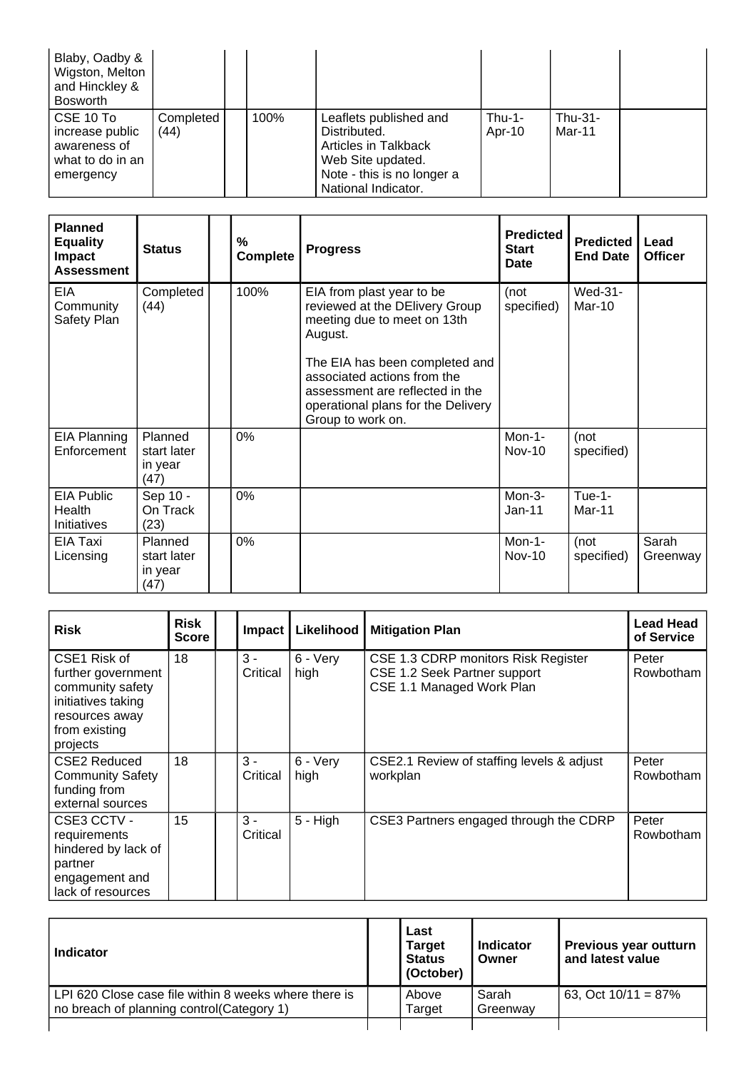| | | | | | | | |
|---|---|---|---|---|---|---|---|
| Blaby, Oadby & Wigston, Melton and Hinckley & Bosworth | | | | | | | |
| CSE 10 To increase public awareness of what to do in an emergency | Completed (44) | | 100% | Leaflets published and Distributed.<br>Articles in Talkback<br>Web Site updated.<br>Note - this is no longer a National Indicator. | Thu-1-Apr-10 | Thu-31-Mar-11 | |

| **Planned Equality Impact Assessment** | **Status** | | **% Complete** | **Progress** | **Predicted Start Date** | **Predicted End Date** | **Lead Officer** |
|---|---|---|---|---|---|---|---|
| EIA Community Safety Plan | Completed (44) | | 100% | EIA from plast year to be reviewed at the DElivery Group meeting due to meet on 13th August.<br><br>The EIA has been completed and associated actions from the assessment are reflected in the operational plans for the Delivery Group to work on. | (not specified) | Wed-31-Mar-10 | |
| EIA Planning Enforcement | Planned start later in year (47) | | 0% | | Mon-1-Nov-10 | (not specified) | |
| EIA Public Health Initiatives | Sep 10 - On Track (23) | | 0% | | Mon-3-Jan-11 | Tue-1-Mar-11 | |
| EIA Taxi Licensing | Planned start later in year (47) | | 0% | | Mon-1-Nov-10 | (not specified) | Sarah Greenway |

| **Risk** | **Risk Score** | | **Impact** | **Likelihood** | **Mitigation Plan** | **Lead Head of Service** |
|---|---|---|---|---|---|---|
| CSE1 Risk of further government community safety initiatives taking resources away from existing projects | 18 | | 3 - Critical | 6 - Very high | CSE 1.3 CDRP monitors Risk Register<br>CSE 1.2 Seek Partner support<br>CSE 1.1 Managed Work Plan | Peter Rowbotham |
| CSE2 Reduced Community Safety funding from external sources | 18 | | 3 - Critical | 6 - Very high | CSE2.1 Review of staffing levels & adjust workplan | Peter Rowbotham |
| CSE3 CCTV - requirements hindered by lack of partner engagement and lack of resources | 15 | | 3 - Critical | 5 - High | CSE3 Partners engaged through the CDRP | Peter Rowbotham |

| **Indicator** | | **Last Target Status (October)** | **Indicator Owner** | **Previous year outturn and latest value** |
|---|---|---|---|---|
| LPI 620 Close case file within 8 weeks where there is no breach of planning control(Category 1) | | Above Target | Sarah Greenway | 63, Oct 10/11 = 87% |
| | | | | |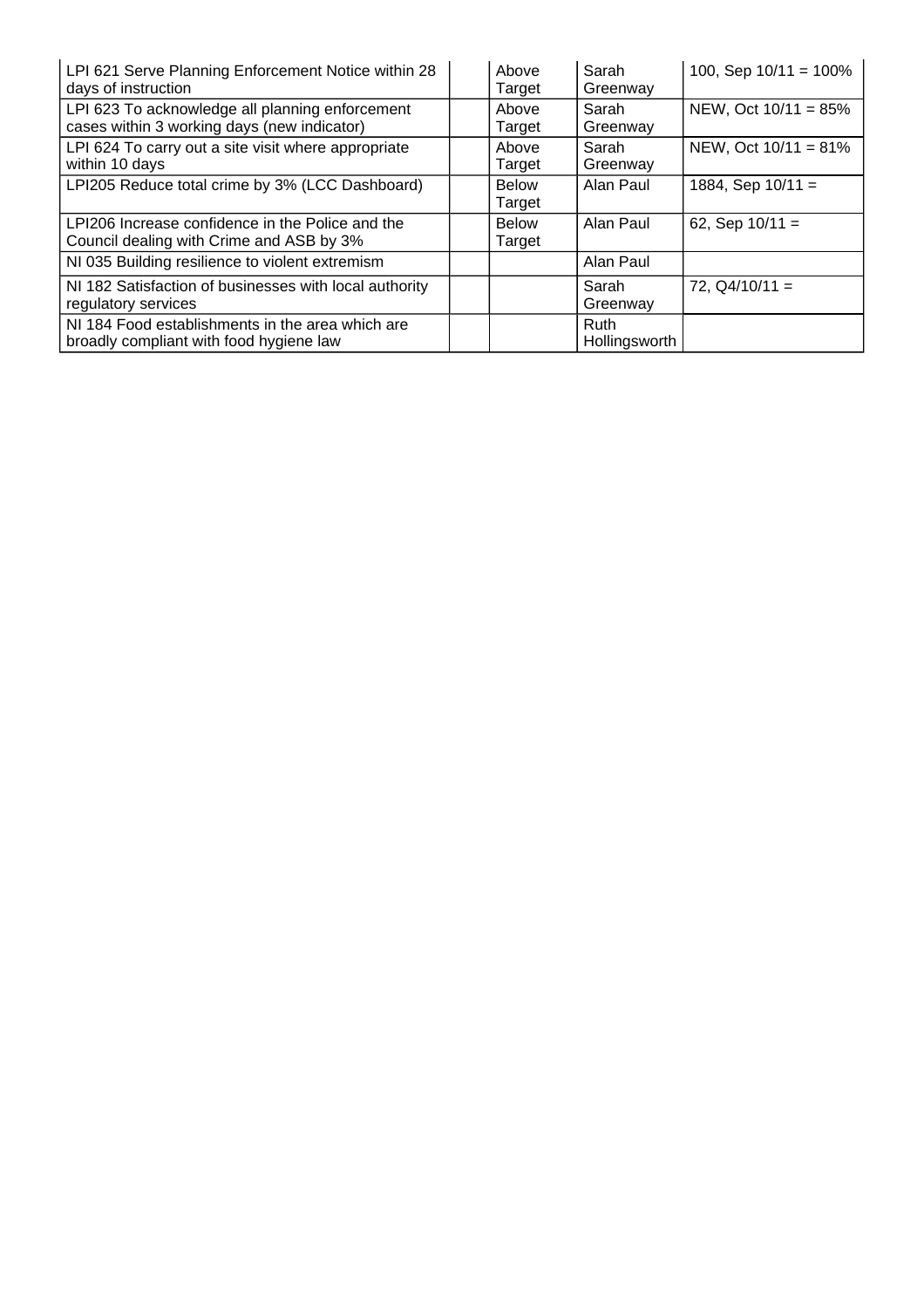| | | | | |
|---|---|---|---|---|
| LPI 621 Serve Planning Enforcement Notice within 28 days of instruction | | Above Target | Sarah Greenway | 100, Sep 10/11 = 100% |
| LPI 623 To acknowledge all planning enforcement cases within 3 working days (new indicator) | | Above Target | Sarah Greenway | NEW, Oct 10/11 = 85% |
| LPI 624 To carry out a site visit where appropriate within 10 days | | Above Target | Sarah Greenway | NEW, Oct 10/11 = 81% |
| LPI205 Reduce total crime by 3% (LCC Dashboard) | | Below Target | Alan Paul | 1884, Sep 10/11 = |
| LPI206 Increase confidence in the Police and the Council dealing with Crime and ASB by 3% | | Below Target | Alan Paul | 62, Sep 10/11 = |
| NI 035 Building resilience to violent extremism | | | Alan Paul | |
| NI 182 Satisfaction of businesses with local authority regulatory services | | | Sarah Greenway | 72, Q4/10/11 = |
| NI 184 Food establishments in the area which are broadly compliant with food hygiene law | | | Ruth Hollingsworth | |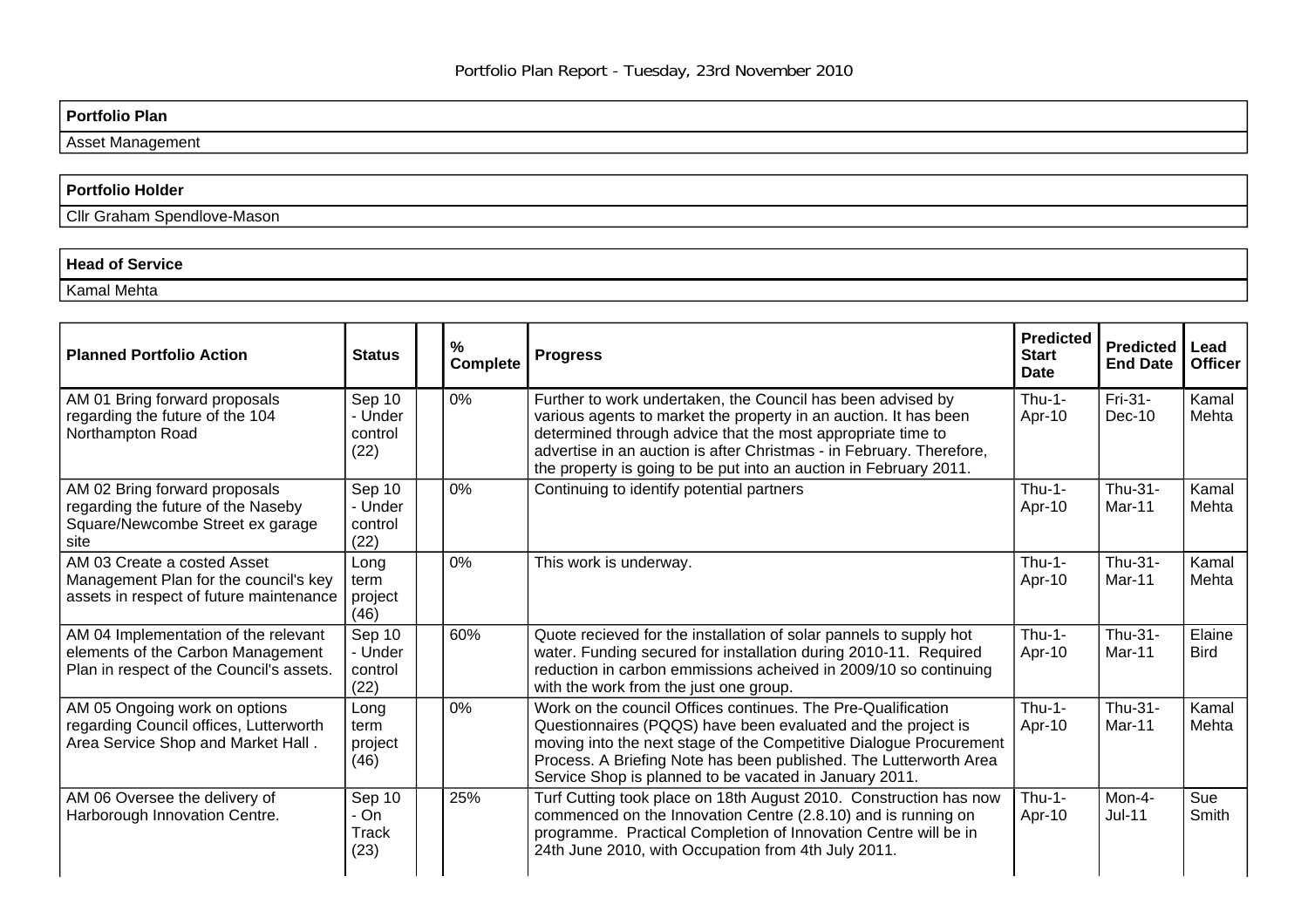Portfolio Plan Report - Tuesday, 23rd November 2010

| **Portfolio Plan** |
|---|
| Asset Management |

| **Portfolio Holder** |
|---|
| Cllr Graham Spendlove-Mason |

| **Head of Service** |
|---|
| Kamal Mehta |

| Planned Portfolio Action | Status | | % Complete | Progress | Predicted Start Date | Predicted End Date | Lead Officer |
|---|---|---|---|---|---|---|---|
| AM 01 Bring forward proposals regarding the future of the 104 Northampton Road | Sep 10 - Under control (22) | | 0% | Further to work undertaken, the Council has been advised by various agents to market the property in an auction. It has been determined through advice that the most appropriate time to advertise in an auction is after Christmas - in February. Therefore, the property is going to be put into an auction in February 2011. | Thu-1-Apr-10 | Fri-31-Dec-10 | Kamal Mehta |
| AM 02 Bring forward proposals regarding the future of the Naseby Square/Newcombe Street ex garage site | Sep 10 - Under control (22) | | 0% | Continuing to identify potential partners | Thu-1-Apr-10 | Thu-31-Mar-11 | Kamal Mehta |
| AM 03 Create a costed Asset Management Plan for the council's key assets in respect of future maintenance | Long term project (46) | | 0% | This work is underway. | Thu-1-Apr-10 | Thu-31-Mar-11 | Kamal Mehta |
| AM 04 Implementation of the relevant elements of the Carbon Management Plan in respect of the Council's assets. | Sep 10 - Under control (22) | | 60% | Quote recieved for the installation of solar pannels to supply hot water. Funding secured for installation during 2010-11. Required reduction in carbon emmissions acheived in 2009/10 so continuing with the work from the just one group. | Thu-1-Apr-10 | Thu-31-Mar-11 | Elaine Bird |
| AM 05 Ongoing work on options regarding Council offices, Lutterworth Area Service Shop and Market Hall . | Long term project (46) | | 0% | Work on the council Offices continues. The Pre-Qualification Questionnaires (PQQS) have been evaluated and the project is moving into the next stage of the Competitive Dialogue Procurement Process. A Briefing Note has been published. The Lutterworth Area Service Shop is planned to be vacated in January 2011. | Thu-1-Apr-10 | Thu-31-Mar-11 | Kamal Mehta |
| AM 06 Oversee the delivery of Harborough Innovation Centre. | Sep 10 - On Track (23) | | 25% | Turf Cutting took place on 18th August 2010. Construction has now commenced on the Innovation Centre (2.8.10) and is running on programme. Practical Completion of Innovation Centre will be in 24th June 2010, with Occupation from 4th July 2011. | Thu-1-Apr-10 | Mon-4-Jul-11 | Sue Smith |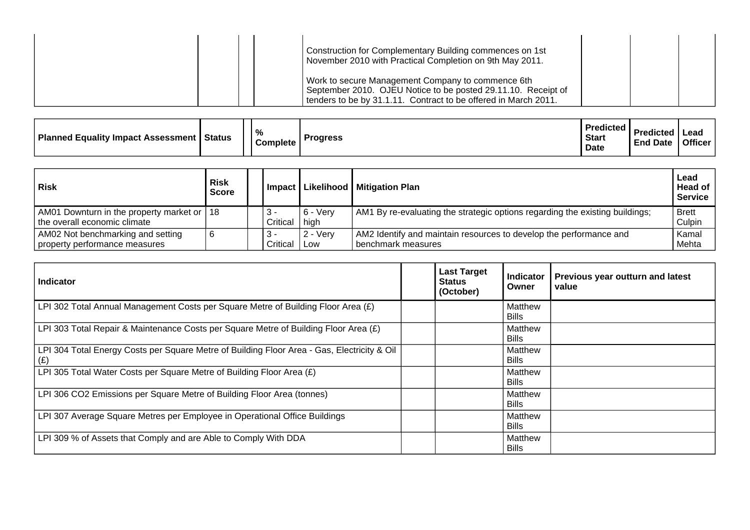| | | | | | | | |
|---|---|---|---|---|---|---|---|
| | | | | Construction for Complementary Building commences on 1st November 2010 with Practical Completion on 9th May 2011.<br><br>Work to secure Management Company to commence 6th September 2010. OJEU Notice to be posted 29.11.10. Receipt of tenders to be by 31.1.11. Contract to be offered in March 2011. | | | |

| Planned Equality Impact Assessment | Status | | % Complete | Progress | Predicted Start Date | Predicted End Date | Lead Officer |
|---|---|---|---|---|---|---|---|

| Risk | Risk Score | | Impact | Likelihood | Mitigation Plan | Lead Head of Service |
|---|---|---|---|---|---|---|
| AM01 Downturn in the property market or the overall economic climate | 18 | | 3 - Critical | 6 - Very high | AM1 By re-evaluating the strategic options regarding the existing buildings; | Brett Culpin |
| AM02 Not benchmarking and setting property performance measures | 6 | | 3 - Critical | 2 - Very Low | AM2 Identify and maintain resources to develop the performance and benchmark measures | Kamal Mehta |

| Indicator | | Last Target Status (October) | Indicator Owner | Previous year outturn and latest value |
|---|---|---|---|---|
| LPI 302 Total Annual Management Costs per Square Metre of Building Floor Area (£) | | | Matthew Bills | |
| LPI 303 Total Repair & Maintenance Costs per Square Metre of Building Floor Area (£) | | | Matthew Bills | |
| LPI 304 Total Energy Costs per Square Metre of Building Floor Area - Gas, Electricity & Oil (£) | | | Matthew Bills | |
| LPI 305 Total Water Costs per Square Metre of Building Floor Area (£) | | | Matthew Bills | |
| LPI 306 CO2 Emissions per Square Metre of Building Floor Area (tonnes) | | | Matthew Bills | |
| LPI 307 Average Square Metres per Employee in Operational Office Buildings | | | Matthew Bills | |
| LPI 309 % of Assets that Comply and are Able to Comply With DDA | | | Matthew Bills | |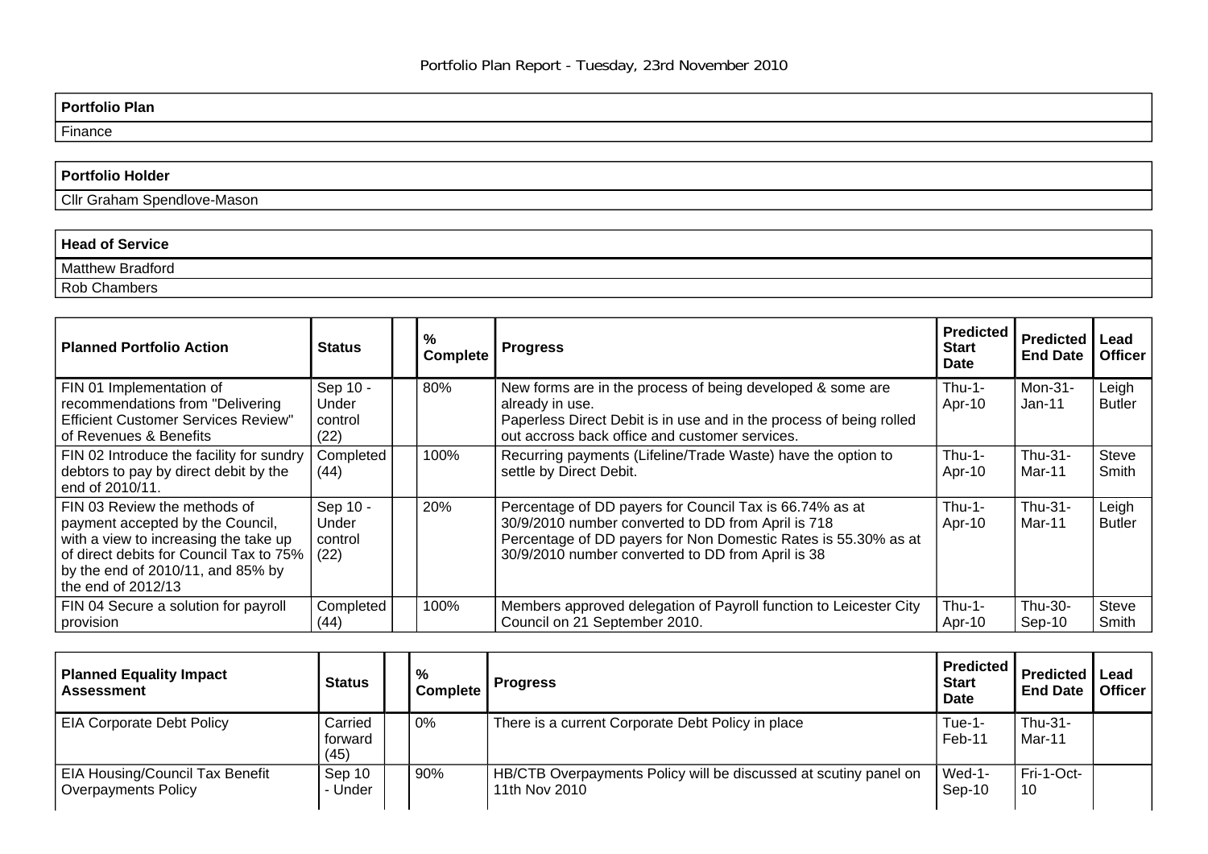Portfolio Plan Report - Tuesday, 23rd November 2010

| Portfolio Plan |
|---|
| Finance |

| Portfolio Holder |
|---|
| Cllr Graham Spendlove-Mason |

| Head of Service |
|---|
| Matthew Bradford |
| Rob Chambers |

| Planned Portfolio Action | Status | | % Complete | Progress | Predicted Start Date | Predicted End Date | Lead Officer |
|---|---|---|---|---|---|---|---|
| FIN 01 Implementation of recommendations from "Delivering Efficient Customer Services Review" of Revenues & Benefits | Sep 10 - Under control (22) | | 80% | New forms are in the process of being developed & some are already in use.<br>Paperless Direct Debit is in use and in the process of being rolled out accross back office and customer services. | Thu-1-Apr-10 | Mon-31-Jan-11 | Leigh Butler |
| FIN 02 Introduce the facility for sundry debtors to pay by direct debit by the end of 2010/11. | Completed (44) | | 100% | Recurring payments (Lifeline/Trade Waste) have the option to settle by Direct Debit. | Thu-1-Apr-10 | Thu-31-Mar-11 | Steve Smith |
| FIN 03 Review the methods of payment accepted by the Council, with a view to increasing the take up of direct debits for Council Tax to 75% by the end of 2010/11, and 85% by the end of 2012/13 | Sep 10 - Under control (22) | | 20% | Percentage of DD payers for Council Tax is 66.74% as at 30/9/2010 number converted to DD from April is 718<br>Percentage of DD payers for Non Domestic Rates is 55.30% as at 30/9/2010 number converted to DD from April is 38 | Thu-1-Apr-10 | Thu-31-Mar-11 | Leigh Butler |
| FIN 04 Secure a solution for payroll provision | Completed (44) | | 100% | Members approved delegation of Payroll function to Leicester City Council on 21 September 2010. | Thu-1-Apr-10 | Thu-30-Sep-10 | Steve Smith |

| Planned Equality Impact Assessment | Status | | % Complete | Progress | Predicted Start Date | Predicted End Date | Lead Officer |
|---|---|---|---|---|---|---|---|
| EIA Corporate Debt Policy | Carried forward (45) | | 0% | There is a current Corporate Debt Policy in place | Tue-1-Feb-11 | Thu-31-Mar-11 | |
| EIA Housing/Council Tax Benefit Overpayments Policy | Sep 10 - Under | | 90% | HB/CTB Overpayments Policy will be discussed at scutiny panel on 11th Nov 2010 | Wed-1-Sep-10 | Fri-1-Oct-10 | |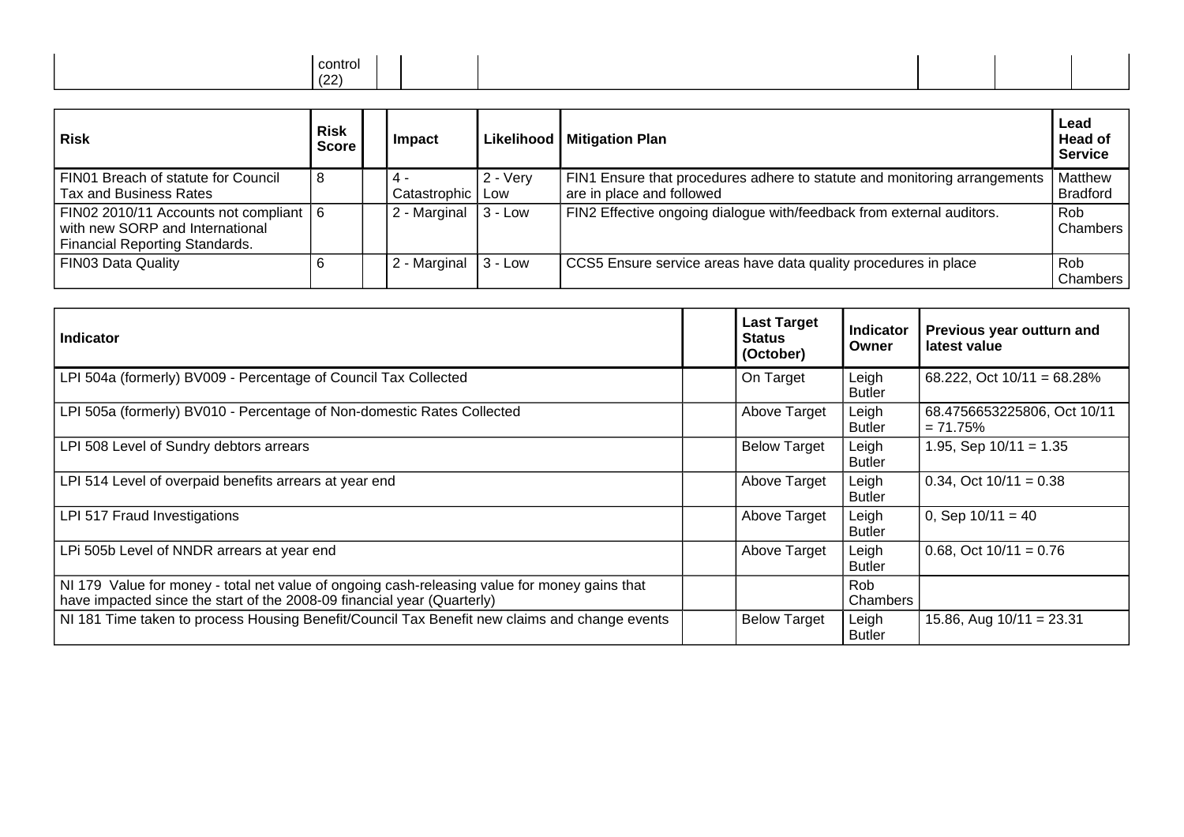| | | | | | | | |
|---|---|---|---|---|---|---|---|
| | control (22) | | | | | | |

| Risk | Risk Score | | Impact | Likelihood | Mitigation Plan | Lead Head of Service |
|---|---|---|---|---|---|---|
| FIN01 Breach of statute for Council Tax and Business Rates | 8 | | 4 - Catastrophic | 2 - Very Low | FIN1 Ensure that procedures adhere to statute and monitoring arrangements are in place and followed | Matthew Bradford |
| FIN02 2010/11 Accounts not compliant with new SORP and International Financial Reporting Standards. | 6 | | 2 - Marginal | 3 - Low | FIN2 Effective ongoing dialogue with/feedback from external auditors. | Rob Chambers |
| FIN03 Data Quality | 6 | | 2 - Marginal | 3 - Low | CCS5 Ensure service areas have data quality procedures in place | Rob Chambers |

| Indicator | | Last Target Status (October) | Indicator Owner | Previous year outturn and latest value |
|---|---|---|---|---|
| LPI 504a (formerly) BV009 - Percentage of Council Tax Collected | | On Target | Leigh Butler | 68.222, Oct 10/11 = 68.28% |
| LPI 505a (formerly) BV010 - Percentage of Non-domestic Rates Collected | | Above Target | Leigh Butler | 68.4756653225806, Oct 10/11 = 71.75% |
| LPI 508 Level of Sundry debtors arrears | | Below Target | Leigh Butler | 1.95, Sep 10/11 = 1.35 |
| LPI 514 Level of overpaid benefits arrears at year end | | Above Target | Leigh Butler | 0.34, Oct 10/11 = 0.38 |
| LPI 517 Fraud Investigations | | Above Target | Leigh Butler | 0, Sep 10/11 = 40 |
| LPi 505b Level of NNDR arrears at year end | | Above Target | Leigh Butler | 0.68, Oct 10/11 = 0.76 |
| NI 179 Value for money - total net value of ongoing cash-releasing value for money gains that have impacted since the start of the 2008-09 financial year (Quarterly) | | | Rob Chambers | |
| NI 181 Time taken to process Housing Benefit/Council Tax Benefit new claims and change events | | Below Target | Leigh Butler | 15.86, Aug 10/11 = 23.31 |